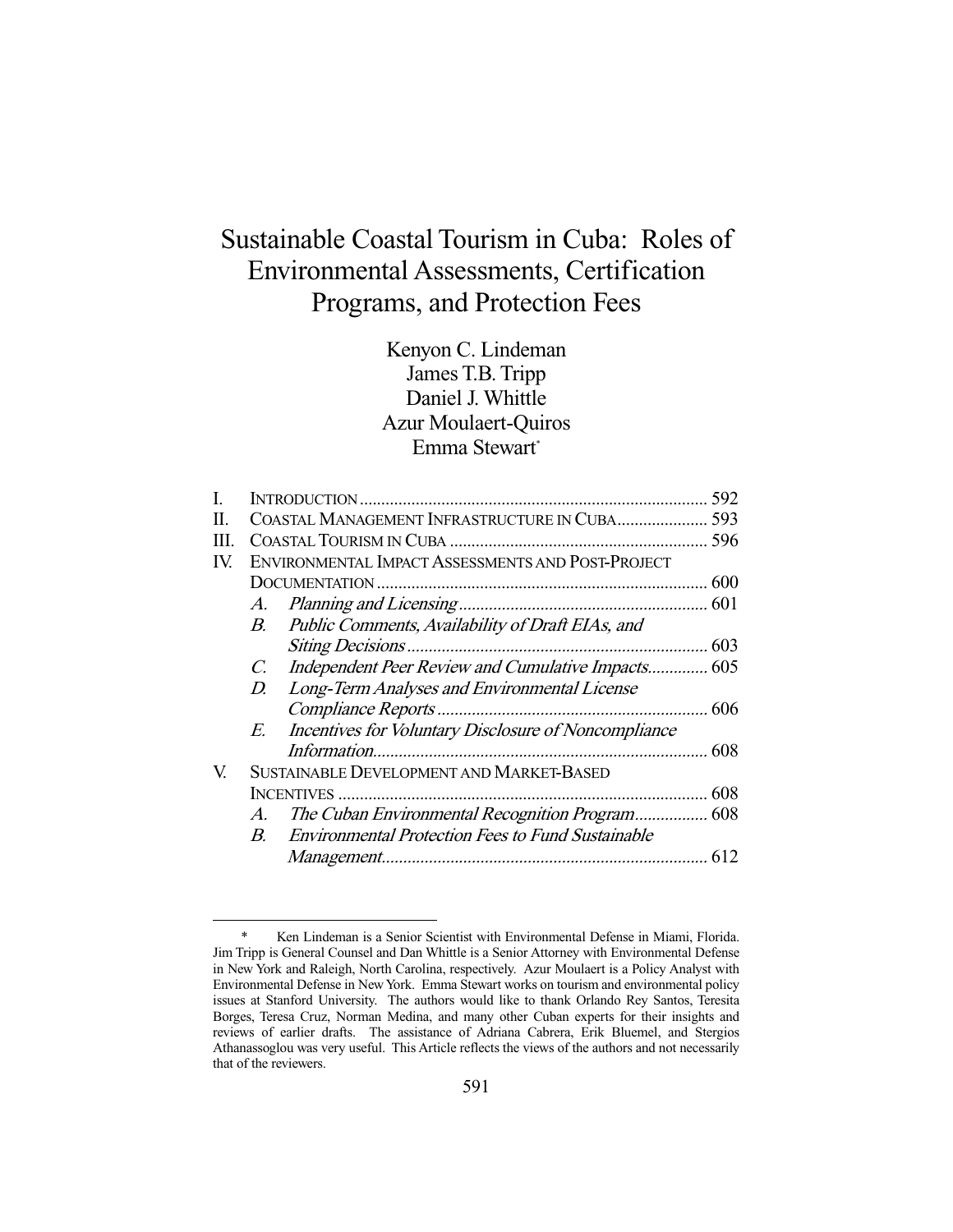# Sustainable Coastal Tourism in Cuba: Roles of Environmental Assessments, Certification Programs, and Protection Fees

Kenyon C. Lindeman
James T.B. Tripp
Daniel J. Whittle
Azur Moulaert-Quiros
Emma Stewart*

I. INTRODUCTION ................................................................................ 592
II. COASTAL MANAGEMENT INFRASTRUCTURE IN CUBA..................... 593
III. COASTAL TOURISM IN CUBA ............................................................ 596
IV. ENVIRONMENTAL IMPACT ASSESSMENTS AND POST-PROJECT DOCUMENTATION ............................................................................ 600
  A. *Planning and Licensing* .......................................................... 601
  B. *Public Comments, Availability of Draft EIAs, and Siting Decisions* ...................................................................... 603
  C. *Independent Peer Review and Cumulative Impacts*.............. 605
  D. *Long-Term Analyses and Environmental License Compliance Reports* ............................................................... 606
  E. *Incentives for Voluntary Disclosure of Noncompliance Information*.............................................................................. 608
V. SUSTAINABLE DEVELOPMENT AND MARKET-BASED INCENTIVES ...................................................................................... 608
  A. *The Cuban Environmental Recognition Program*................. 608
  B. *Environmental Protection Fees to Fund Sustainable Management*........................................................................... 612

---

\* Ken Lindeman is a Senior Scientist with Environmental Defense in Miami, Florida. Jim Tripp is General Counsel and Dan Whittle is a Senior Attorney with Environmental Defense in New York and Raleigh, North Carolina, respectively. Azur Moulaert is a Policy Analyst with Environmental Defense in New York. Emma Stewart works on tourism and environmental policy issues at Stanford University. The authors would like to thank Orlando Rey Santos, Teresita Borges, Teresa Cruz, Norman Medina, and many other Cuban experts for their insights and reviews of earlier drafts. The assistance of Adriana Cabrera, Erik Bluemel, and Stergios Athanassoglou was very useful. This Article reflects the views of the authors and not necessarily that of the reviewers.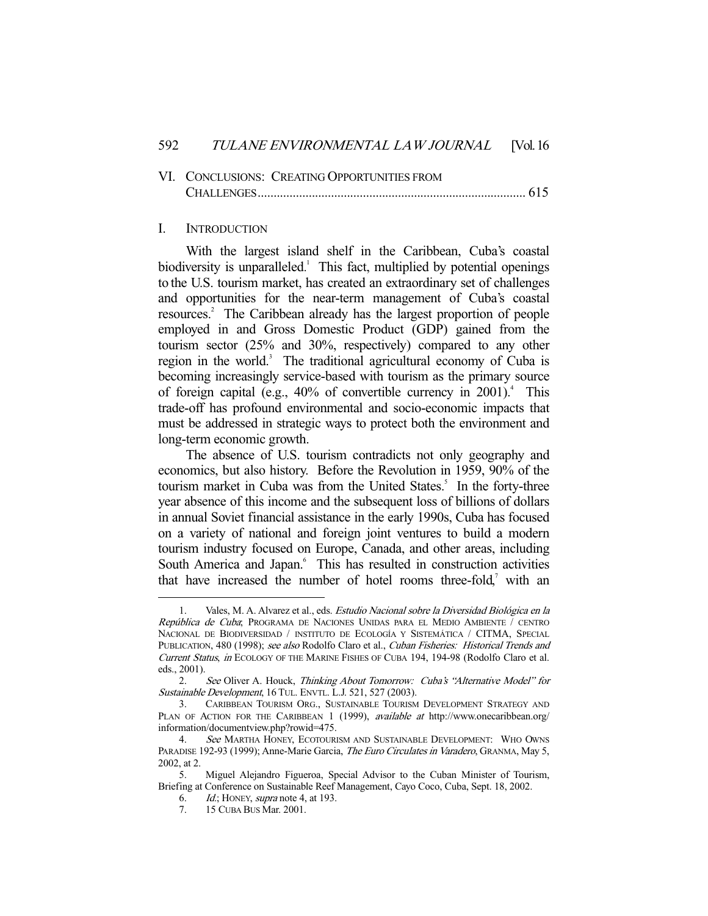VI. CONCLUSIONS: CREATING OPPORTUNITIES FROM CHALLENGES .................................................................................... 615

## I. INTRODUCTION

With the largest island shelf in the Caribbean, Cuba's coastal biodiversity is unparalleled.[1] This fact, multiplied by potential openings to the U.S. tourism market, has created an extraordinary set of challenges and opportunities for the near-term management of Cuba's coastal resources.[2] The Caribbean already has the largest proportion of people employed in and Gross Domestic Product (GDP) gained from the tourism sector (25% and 30%, respectively) compared to any other region in the world.[3] The traditional agricultural economy of Cuba is becoming increasingly service-based with tourism as the primary source of foreign capital (e.g., 40% of convertible currency in 2001).[4] This trade-off has profound environmental and socio-economic impacts that must be addressed in strategic ways to protect both the environment and long-term economic growth.

The absence of U.S. tourism contradicts not only geography and economics, but also history. Before the Revolution in 1959, 90% of the tourism market in Cuba was from the United States.[5] In the forty-three year absence of this income and the subsequent loss of billions of dollars in annual Soviet financial assistance in the early 1990s, Cuba has focused on a variety of national and foreign joint ventures to build a modern tourism industry focused on Europe, Canada, and other areas, including South America and Japan.[6] This has resulted in construction activities that have increased the number of hotel rooms three-fold,[7] with an

---

1. Vales, M. A. Alvarez et al., eds. *Estudio Nacional sobre la Diversidad Biológica en la República de Cuba*; PROGRAMA DE NACIONES UNIDAS PARA EL MEDIO AMBIENTE / CENTRO NACIONAL DE BIODIVERSIDAD / INSTITUTO DE ECOLOGÍA Y SISTEMÁTICA / CITMA, SPECIAL PUBLICATION, 480 (1998); *see also* Rodolfo Claro et al., *Cuban Fisheries: Historical Trends and Current Status*, *in* ECOLOGY OF THE MARINE FISHES OF CUBA 194, 194-98 (Rodolfo Claro et al. eds., 2001).

2. *See* Oliver A. Houck, *Thinking About Tomorrow: Cuba's "Alternative Model" for Sustainable Development*, 16 TUL. ENVTL. L.J. 521, 527 (2003).

3. CARIBBEAN TOURISM ORG., SUSTAINABLE TOURISM DEVELOPMENT STRATEGY AND PLAN OF ACTION FOR THE CARIBBEAN 1 (1999), *available at* http://www.onecaribbean.org/information/documentview.php?rowid=475.

4. *See* MARTHA HONEY, ECOTOURISM AND SUSTAINABLE DEVELOPMENT: WHO OWNS PARADISE 192-93 (1999); Anne-Marie Garcia, *The Euro Circulates in Varadero*, GRANMA, May 5, 2002, at 2.

5. Miguel Alejandro Figueroa, Special Advisor to the Cuban Minister of Tourism, Briefing at Conference on Sustainable Reef Management, Cayo Coco, Cuba, Sept. 18, 2002.

6. *Id.*; HONEY, *supra* note 4, at 193.

7. 15 CUBA BUS Mar. 2001.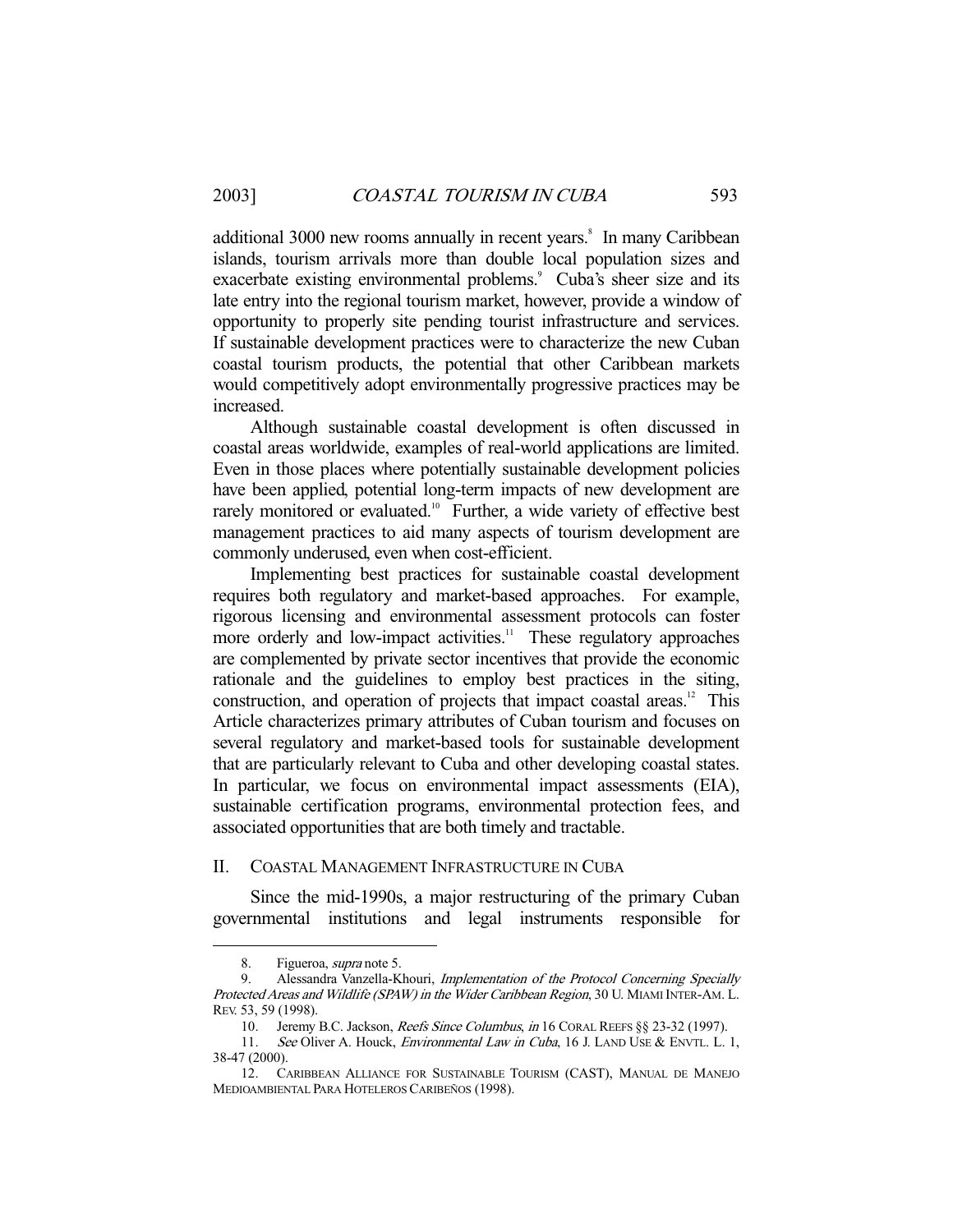additional 3000 new rooms annually in recent years.[8] In many Caribbean islands, tourism arrivals more than double local population sizes and exacerbate existing environmental problems.[9] Cuba's sheer size and its late entry into the regional tourism market, however, provide a window of opportunity to properly site pending tourist infrastructure and services. If sustainable development practices were to characterize the new Cuban coastal tourism products, the potential that other Caribbean markets would competitively adopt environmentally progressive practices may be increased.

Although sustainable coastal development is often discussed in coastal areas worldwide, examples of real-world applications are limited. Even in those places where potentially sustainable development policies have been applied, potential long-term impacts of new development are rarely monitored or evaluated.[10] Further, a wide variety of effective best management practices to aid many aspects of tourism development are commonly underused, even when cost-efficient.

Implementing best practices for sustainable coastal development requires both regulatory and market-based approaches. For example, rigorous licensing and environmental assessment protocols can foster more orderly and low-impact activities.[11] These regulatory approaches are complemented by private sector incentives that provide the economic rationale and the guidelines to employ best practices in the siting, construction, and operation of projects that impact coastal areas.[12] This Article characterizes primary attributes of Cuban tourism and focuses on several regulatory and market-based tools for sustainable development that are particularly relevant to Cuba and other developing coastal states. In particular, we focus on environmental impact assessments (EIA), sustainable certification programs, environmental protection fees, and associated opportunities that are both timely and tractable.

## II. COASTAL MANAGEMENT INFRASTRUCTURE IN CUBA

Since the mid-1990s, a major restructuring of the primary Cuban governmental institutions and legal instruments responsible for

---

8. Figueroa, *supra* note 5.

9. Alessandra Vanzella-Khouri, *Implementation of the Protocol Concerning Specially Protected Areas and Wildlife (SPAW) in the Wider Caribbean Region*, 30 U. MIAMI INTER-AM. L. REV. 53, 59 (1998).

10. Jeremy B.C. Jackson, *Reefs Since Columbus*, *in* 16 CORAL REEFS §§ 23-32 (1997).

11. *See* Oliver A. Houck, *Environmental Law in Cuba*, 16 J. LAND USE & ENVTL. L. 1, 38-47 (2000).

12. CARIBBEAN ALLIANCE FOR SUSTAINABLE TOURISM (CAST), MANUAL DE MANEJO MEDIOAMBIENTAL PARA HOTELEROS CARIBEÑOS (1998).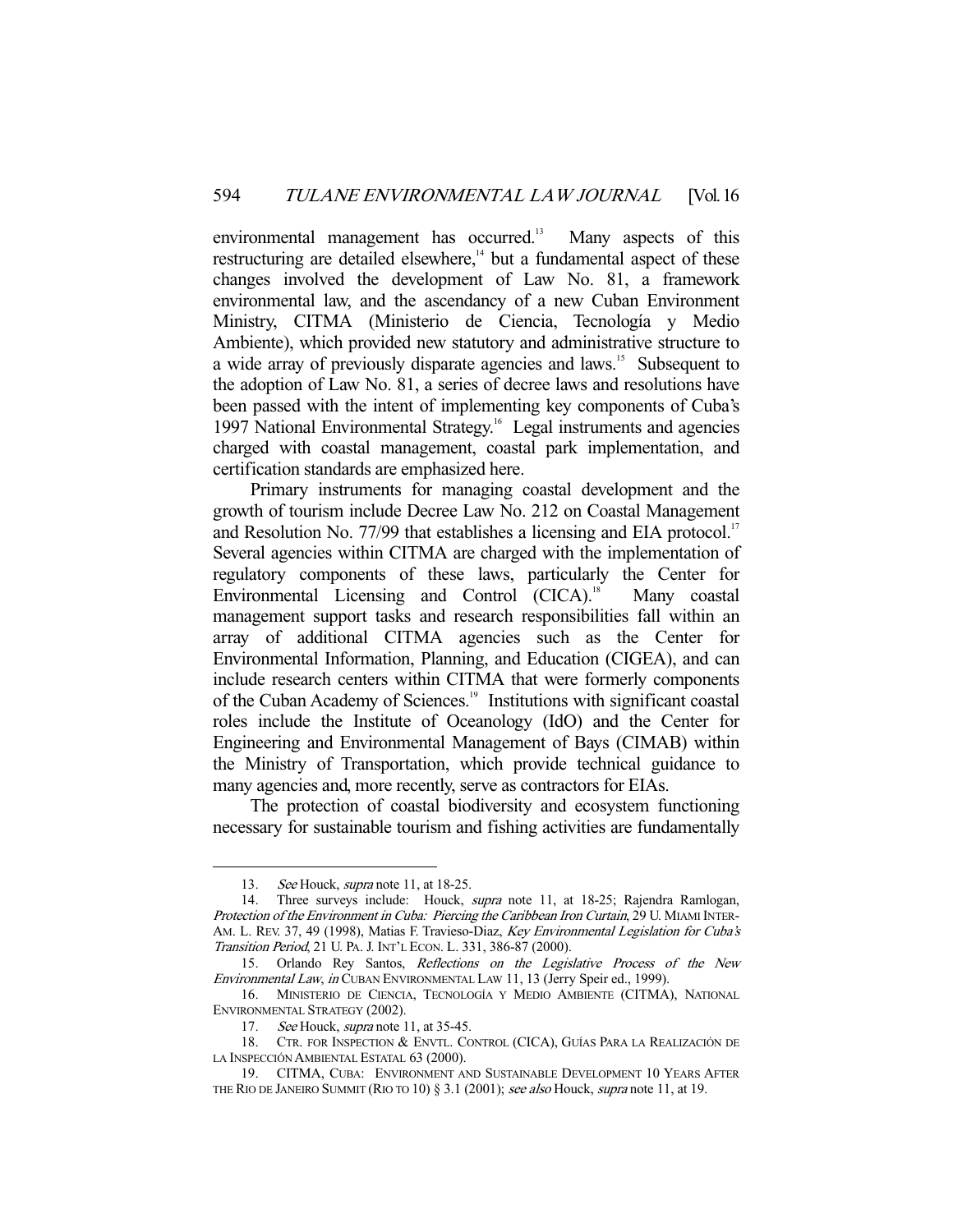environmental management has occurred.[13] Many aspects of this restructuring are detailed elsewhere,[14] but a fundamental aspect of these changes involved the development of Law No. 81, a framework environmental law, and the ascendancy of a new Cuban Environment Ministry, CITMA (Ministerio de Ciencia, Tecnología y Medio Ambiente), which provided new statutory and administrative structure to a wide array of previously disparate agencies and laws.[15] Subsequent to the adoption of Law No. 81, a series of decree laws and resolutions have been passed with the intent of implementing key components of Cuba's 1997 National Environmental Strategy.[16] Legal instruments and agencies charged with coastal management, coastal park implementation, and certification standards are emphasized here.

Primary instruments for managing coastal development and the growth of tourism include Decree Law No. 212 on Coastal Management and Resolution No. 77/99 that establishes a licensing and EIA protocol.[17] Several agencies within CITMA are charged with the implementation of regulatory components of these laws, particularly the Center for Environmental Licensing and Control (CICA).[18] Many coastal management support tasks and research responsibilities fall within an array of additional CITMA agencies such as the Center for Environmental Information, Planning, and Education (CIGEA), and can include research centers within CITMA that were formerly components of the Cuban Academy of Sciences.[19] Institutions with significant coastal roles include the Institute of Oceanology (IdO) and the Center for Engineering and Environmental Management of Bays (CIMAB) within the Ministry of Transportation, which provide technical guidance to many agencies and, more recently, serve as contractors for EIAs.

The protection of coastal biodiversity and ecosystem functioning necessary for sustainable tourism and fishing activities are fundamentally

---

13. *See* Houck, *supra* note 11, at 18-25.

14. Three surveys include: Houck, *supra* note 11, at 18-25; Rajendra Ramlogan, *Protection of the Environment in Cuba: Piercing the Caribbean Iron Curtain*, 29 U. MIAMI INTER-AM. L. REV. 37, 49 (1998), Matias F. Travieso-Diaz, *Key Environmental Legislation for Cuba's Transition Period*, 21 U. PA. J. INT'L ECON. L. 331, 386-87 (2000).

15. Orlando Rey Santos, *Reflections on the Legislative Process of the New Environmental Law*, *in* CUBAN ENVIRONMENTAL LAW 11, 13 (Jerry Speir ed., 1999).

16. MINISTERIO DE CIENCIA, TECNOLOGÍA Y MEDIO AMBIENTE (CITMA), NATIONAL ENVIRONMENTAL STRATEGY (2002).

17. *See* Houck, *supra* note 11, at 35-45.

18. CTR. FOR INSPECTION & ENVTL. CONTROL (CICA), GUÍAS PARA LA REALIZACIÓN DE LA INSPECCIÓN AMBIENTAL ESTATAL 63 (2000).

19. CITMA, CUBA: ENVIRONMENT AND SUSTAINABLE DEVELOPMENT 10 YEARS AFTER THE RIO DE JANEIRO SUMMIT (RIO TO 10) § 3.1 (2001); *see also* Houck, *supra* note 11, at 19.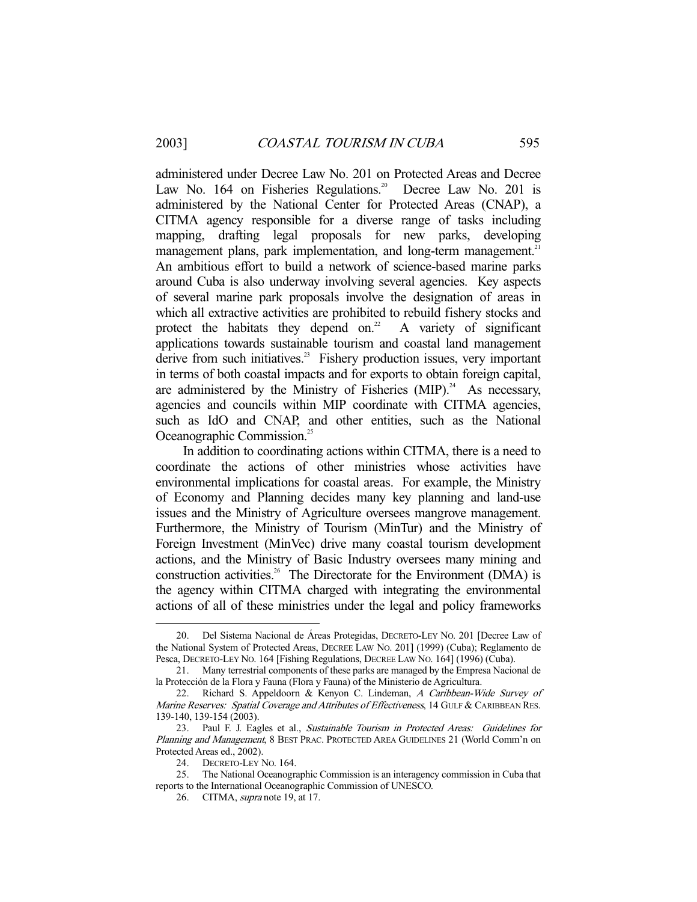administered under Decree Law No. 201 on Protected Areas and Decree Law No. 164 on Fisheries Regulations.[20] Decree Law No. 201 is administered by the National Center for Protected Areas (CNAP), a CITMA agency responsible for a diverse range of tasks including mapping, drafting legal proposals for new parks, developing management plans, park implementation, and long-term management.[21] An ambitious effort to build a network of science-based marine parks around Cuba is also underway involving several agencies. Key aspects of several marine park proposals involve the designation of areas in which all extractive activities are prohibited to rebuild fishery stocks and protect the habitats they depend on.[22] A variety of significant applications towards sustainable tourism and coastal land management derive from such initiatives.[23] Fishery production issues, very important in terms of both coastal impacts and for exports to obtain foreign capital, are administered by the Ministry of Fisheries (MIP).[24] As necessary, agencies and councils within MIP coordinate with CITMA agencies, such as IdO and CNAP, and other entities, such as the National Oceanographic Commission.[25]

In addition to coordinating actions within CITMA, there is a need to coordinate the actions of other ministries whose activities have environmental implications for coastal areas. For example, the Ministry of Economy and Planning decides many key planning and land-use issues and the Ministry of Agriculture oversees mangrove management. Furthermore, the Ministry of Tourism (MinTur) and the Ministry of Foreign Investment (MinVec) drive many coastal tourism development actions, and the Ministry of Basic Industry oversees many mining and construction activities.[26] The Directorate for the Environment (DMA) is the agency within CITMA charged with integrating the environmental actions of all of these ministries under the legal and policy frameworks

---

20. Del Sistema Nacional de Áreas Protegidas, DECRETO-LEY NO. 201 [Decree Law of the National System of Protected Areas, DECREE LAW NO. 201] (1999) (Cuba); Reglamento de Pesca, DECRETO-LEY NO. 164 [Fishing Regulations, DECREE LAW NO. 164] (1996) (Cuba).

21. Many terrestrial components of these parks are managed by the Empresa Nacional de la Protección de la Flora y Fauna (Flora y Fauna) of the Ministerio de Agricultura.

22. Richard S. Appeldoorn & Kenyon C. Lindeman, *A Caribbean-Wide Survey of Marine Reserves: Spatial Coverage and Attributes of Effectiveness*, 14 GULF & CARIBBEAN RES. 139-140, 139-154 (2003).

23. Paul F. J. Eagles et al., *Sustainable Tourism in Protected Areas: Guidelines for Planning and Management*, 8 BEST PRAC. PROTECTED AREA GUIDELINES 21 (World Comm'n on Protected Areas ed., 2002).

24. DECRETO-LEY NO. 164.

25. The National Oceanographic Commission is an interagency commission in Cuba that reports to the International Oceanographic Commission of UNESCO.

26. CITMA, *supra* note 19, at 17.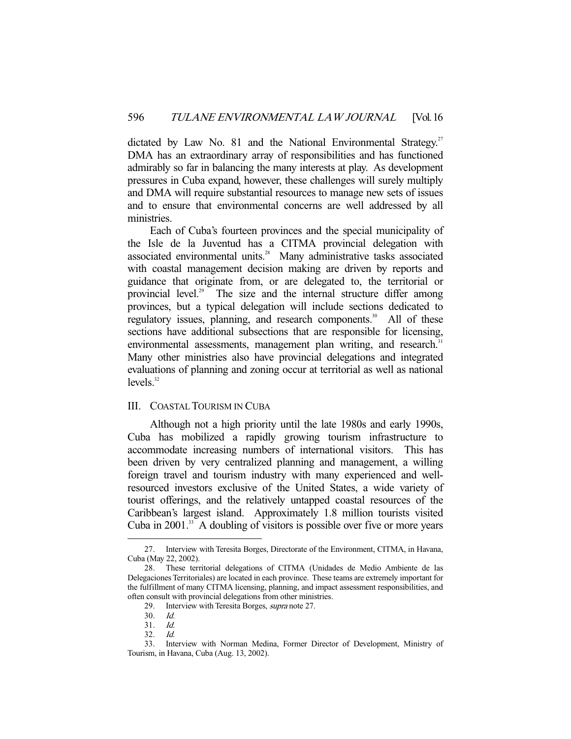dictated by Law No. 81 and the National Environmental Strategy.[27] DMA has an extraordinary array of responsibilities and has functioned admirably so far in balancing the many interests at play. As development pressures in Cuba expand, however, these challenges will surely multiply and DMA will require substantial resources to manage new sets of issues and to ensure that environmental concerns are well addressed by all ministries.

Each of Cuba's fourteen provinces and the special municipality of the Isle de la Juventud has a CITMA provincial delegation with associated environmental units.[28] Many administrative tasks associated with coastal management decision making are driven by reports and guidance that originate from, or are delegated to, the territorial or provincial level.[29] The size and the internal structure differ among provinces, but a typical delegation will include sections dedicated to regulatory issues, planning, and research components.[30] All of these sections have additional subsections that are responsible for licensing, environmental assessments, management plan writing, and research.[31] Many other ministries also have provincial delegations and integrated evaluations of planning and zoning occur at territorial as well as national levels.[32]

## III. COASTAL TOURISM IN CUBA

Although not a high priority until the late 1980s and early 1990s, Cuba has mobilized a rapidly growing tourism infrastructure to accommodate increasing numbers of international visitors. This has been driven by very centralized planning and management, a willing foreign travel and tourism industry with many experienced and well-resourced investors exclusive of the United States, a wide variety of tourist offerings, and the relatively untapped coastal resources of the Caribbean's largest island. Approximately 1.8 million tourists visited Cuba in 2001.[33] A doubling of visitors is possible over five or more years

---

27. Interview with Teresita Borges, Directorate of the Environment, CITMA, in Havana, Cuba (May 22, 2002).

28. These territorial delegations of CITMA (Unidades de Medio Ambiente de las Delegaciones Territoriales) are located in each province. These teams are extremely important for the fulfillment of many CITMA licensing, planning, and impact assessment responsibilities, and often consult with provincial delegations from other ministries.

29. Interview with Teresita Borges, *supra* note 27.

30. *Id.*

31. *Id.*

32. *Id.*

33. Interview with Norman Medina, Former Director of Development, Ministry of Tourism, in Havana, Cuba (Aug. 13, 2002).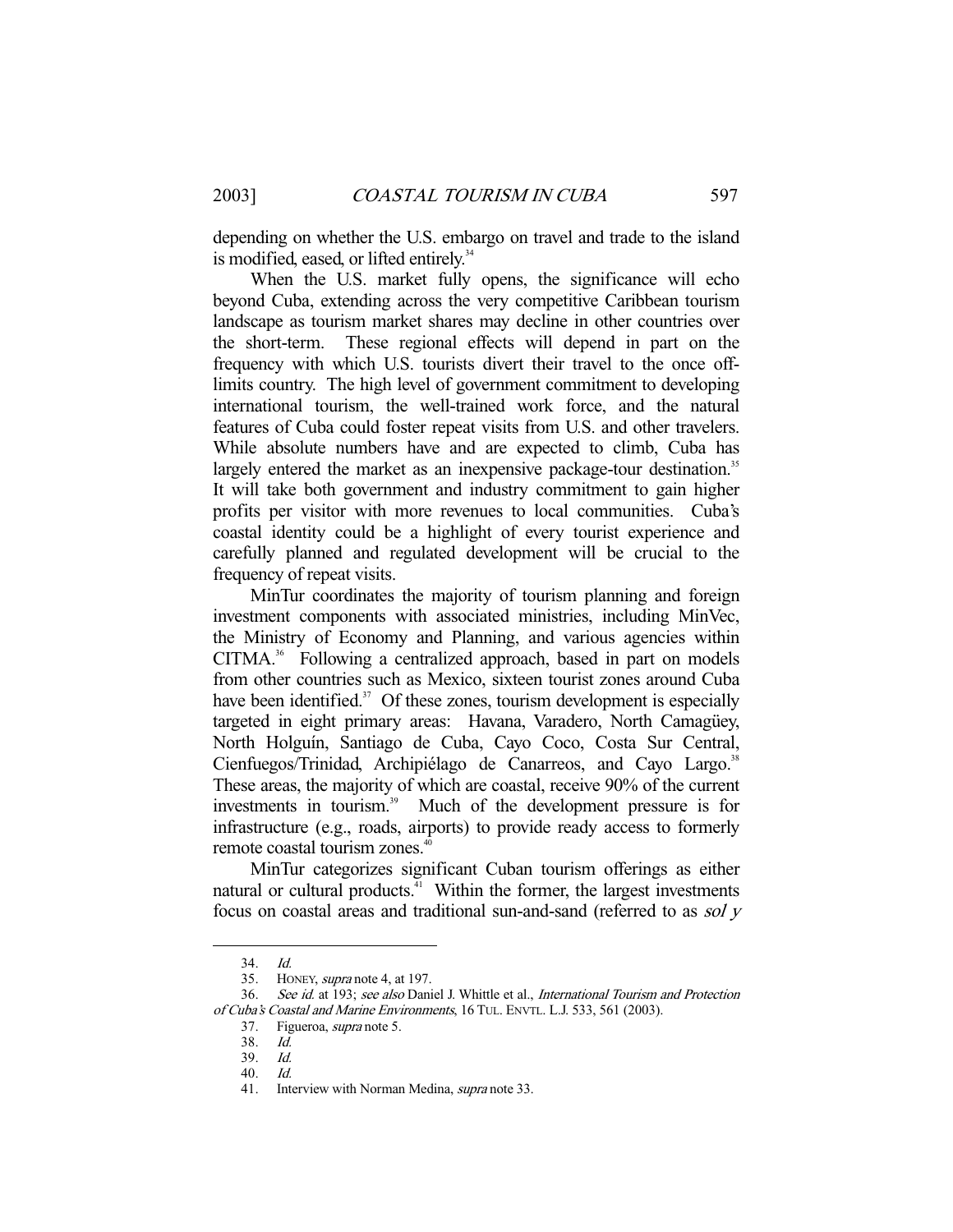depending on whether the U.S. embargo on travel and trade to the island is modified, eased, or lifted entirely.[34]

When the U.S. market fully opens, the significance will echo beyond Cuba, extending across the very competitive Caribbean tourism landscape as tourism market shares may decline in other countries over the short-term. These regional effects will depend in part on the frequency with which U.S. tourists divert their travel to the once off-limits country. The high level of government commitment to developing international tourism, the well-trained work force, and the natural features of Cuba could foster repeat visits from U.S. and other travelers. While absolute numbers have and are expected to climb, Cuba has largely entered the market as an inexpensive package-tour destination.[35] It will take both government and industry commitment to gain higher profits per visitor with more revenues to local communities. Cuba's coastal identity could be a highlight of every tourist experience and carefully planned and regulated development will be crucial to the frequency of repeat visits.

MinTur coordinates the majority of tourism planning and foreign investment components with associated ministries, including MinVec, the Ministry of Economy and Planning, and various agencies within CITMA.[36] Following a centralized approach, based in part on models from other countries such as Mexico, sixteen tourist zones around Cuba have been identified.[37] Of these zones, tourism development is especially targeted in eight primary areas: Havana, Varadero, North Camagüey, North Holguín, Santiago de Cuba, Cayo Coco, Costa Sur Central, Cienfuegos/Trinidad, Archipiélago de Canarreos, and Cayo Largo.[38] These areas, the majority of which are coastal, receive 90% of the current investments in tourism.[39] Much of the development pressure is for infrastructure (e.g., roads, airports) to provide ready access to formerly remote coastal tourism zones.[40]

MinTur categorizes significant Cuban tourism offerings as either natural or cultural products.[41] Within the former, the largest investments focus on coastal areas and traditional sun-and-sand (referred to as *sol y*

---

34. *Id.*
35. HONEY, *supra* note 4, at 197.
36. *See id.* at 193; *see also* Daniel J. Whittle et al., *International Tourism and Protection of Cuba's Coastal and Marine Environments*, 16 TUL. ENVTL. L.J. 533, 561 (2003).
37. Figueroa, *supra* note 5.
38. *Id.*
39. *Id.*
40. *Id.*
41. Interview with Norman Medina, *supra* note 33.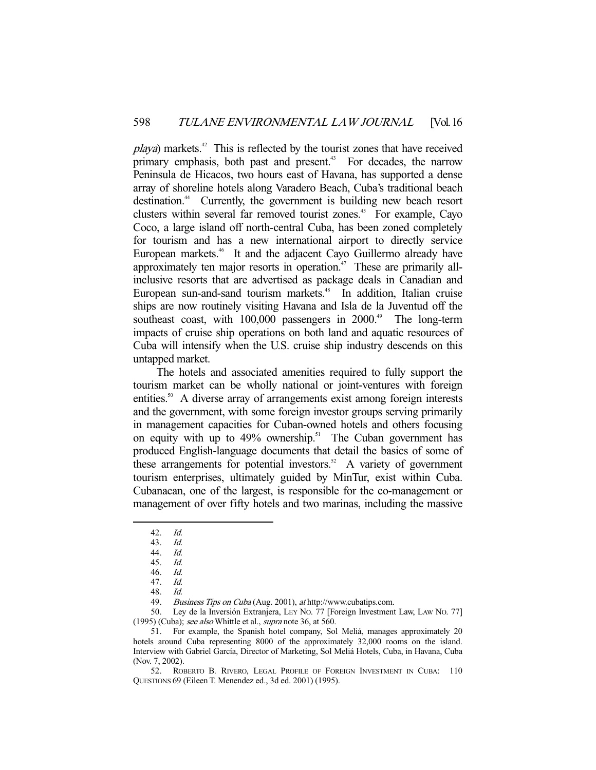*playa*) markets.[42] This is reflected by the tourist zones that have received primary emphasis, both past and present.[43] For decades, the narrow Peninsula de Hicacos, two hours east of Havana, has supported a dense array of shoreline hotels along Varadero Beach, Cuba's traditional beach destination.[44] Currently, the government is building new beach resort clusters within several far removed tourist zones.[45] For example, Cayo Coco, a large island off north-central Cuba, has been zoned completely for tourism and has a new international airport to directly service European markets.[46] It and the adjacent Cayo Guillermo already have approximately ten major resorts in operation.[47] These are primarily all-inclusive resorts that are advertised as package deals in Canadian and European sun-and-sand tourism markets.[48] In addition, Italian cruise ships are now routinely visiting Havana and Isla de la Juventud off the southeast coast, with 100,000 passengers in 2000.[49] The long-term impacts of cruise ship operations on both land and aquatic resources of Cuba will intensify when the U.S. cruise ship industry descends on this untapped market.

The hotels and associated amenities required to fully support the tourism market can be wholly national or joint-ventures with foreign entities.[50] A diverse array of arrangements exist among foreign interests and the government, with some foreign investor groups serving primarily in management capacities for Cuban-owned hotels and others focusing on equity with up to 49% ownership.[51] The Cuban government has produced English-language documents that detail the basics of some of these arrangements for potential investors.[52] A variety of government tourism enterprises, ultimately guided by MinTur, exist within Cuba. Cubanacan, one of the largest, is responsible for the co-management or management of over fifty hotels and two marinas, including the massive

---

42. *Id.*

43. *Id.*

44. *Id.*

45. *Id.*

46. *Id.*

47. *Id.*

48. *Id.*

49. *Business Tips on Cuba* (Aug. 2001), *at* http://www.cubatips.com.

50. Ley de la Inversión Extranjera, LEY NO. 77 [Foreign Investment Law, LAW NO. 77] (1995) (Cuba); *see also* Whittle et al., *supra* note 36, at 560.

51. For example, the Spanish hotel company, Sol Meliá, manages approximately 20 hotels around Cuba representing 8000 of the approximately 32,000 rooms on the island. Interview with Gabriel García, Director of Marketing, Sol Meliá Hotels, Cuba, in Havana, Cuba (Nov. 7, 2002).

52. ROBERTO B. RIVERO, LEGAL PROFILE OF FOREIGN INVESTMENT IN CUBA: 110 QUESTIONS 69 (Eileen T. Menendez ed., 3d ed. 2001) (1995).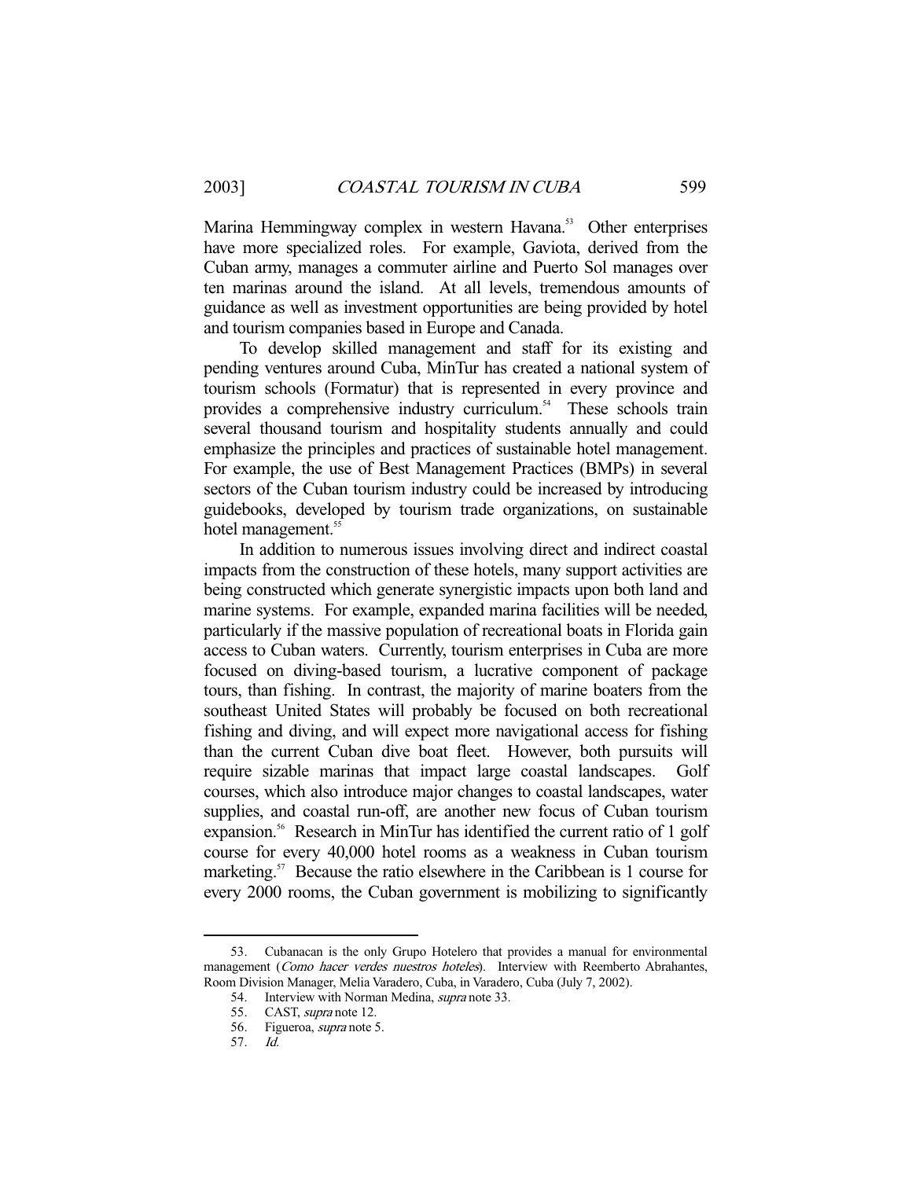Marina Hemmingway complex in western Havana.[53] Other enterprises have more specialized roles. For example, Gaviota, derived from the Cuban army, manages a commuter airline and Puerto Sol manages over ten marinas around the island. At all levels, tremendous amounts of guidance as well as investment opportunities are being provided by hotel and tourism companies based in Europe and Canada.

To develop skilled management and staff for its existing and pending ventures around Cuba, MinTur has created a national system of tourism schools (Formatur) that is represented in every province and provides a comprehensive industry curriculum.[54] These schools train several thousand tourism and hospitality students annually and could emphasize the principles and practices of sustainable hotel management. For example, the use of Best Management Practices (BMPs) in several sectors of the Cuban tourism industry could be increased by introducing guidebooks, developed by tourism trade organizations, on sustainable hotel management.[55]

In addition to numerous issues involving direct and indirect coastal impacts from the construction of these hotels, many support activities are being constructed which generate synergistic impacts upon both land and marine systems. For example, expanded marina facilities will be needed, particularly if the massive population of recreational boats in Florida gain access to Cuban waters. Currently, tourism enterprises in Cuba are more focused on diving-based tourism, a lucrative component of package tours, than fishing. In contrast, the majority of marine boaters from the southeast United States will probably be focused on both recreational fishing and diving, and will expect more navigational access for fishing than the current Cuban dive boat fleet. However, both pursuits will require sizable marinas that impact large coastal landscapes. Golf courses, which also introduce major changes to coastal landscapes, water supplies, and coastal run-off, are another new focus of Cuban tourism expansion.[56] Research in MinTur has identified the current ratio of 1 golf course for every 40,000 hotel rooms as a weakness in Cuban tourism marketing.[57] Because the ratio elsewhere in the Caribbean is 1 course for every 2000 rooms, the Cuban government is mobilizing to significantly

---

53. Cubanacan is the only Grupo Hotelero that provides a manual for environmental management (*Como hacer verdes nuestros hoteles*). Interview with Reemberto Abrahantes, Room Division Manager, Melia Varadero, Cuba, in Varadero, Cuba (July 7, 2002).

54. Interview with Norman Medina, *supra* note 33.

55. CAST, *supra* note 12.

56. Figueroa, *supra* note 5.

57. *Id.*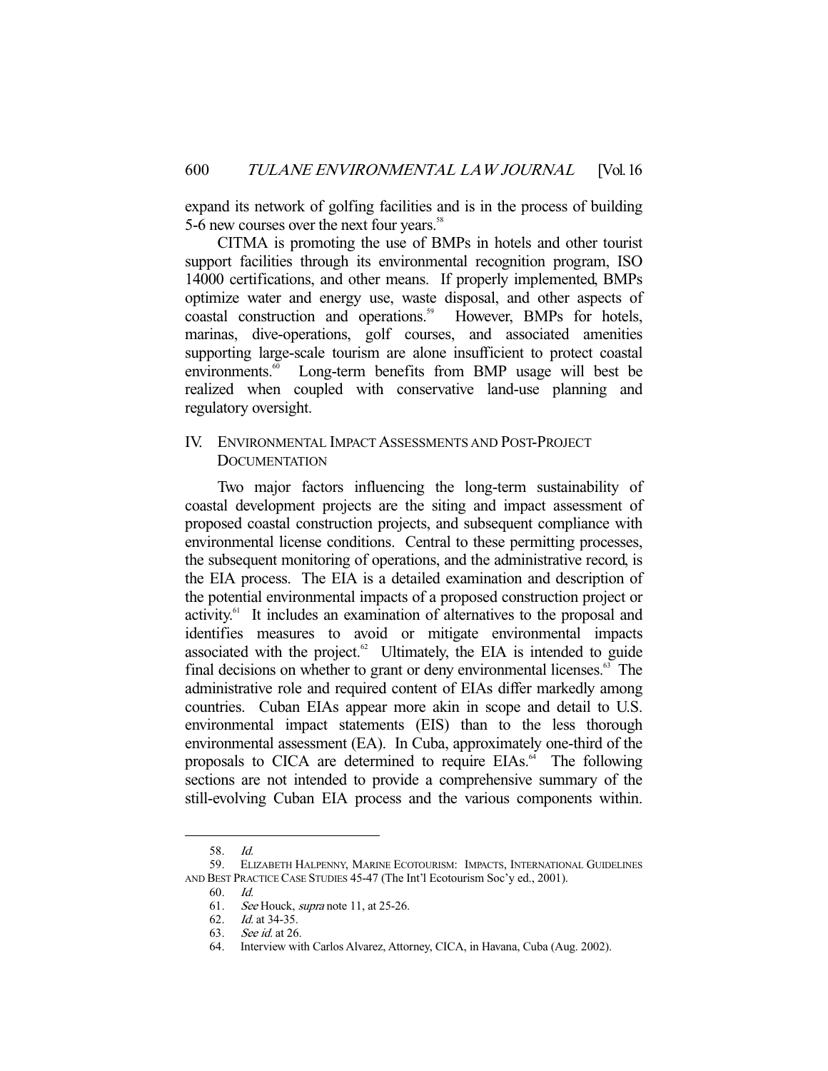expand its network of golfing facilities and is in the process of building 5-6 new courses over the next four years.[58]

CITMA is promoting the use of BMPs in hotels and other tourist support facilities through its environmental recognition program, ISO 14000 certifications, and other means. If properly implemented, BMPs optimize water and energy use, waste disposal, and other aspects of coastal construction and operations.[59] However, BMPs for hotels, marinas, dive-operations, golf courses, and associated amenities supporting large-scale tourism are alone insufficient to protect coastal environments.[60] Long-term benefits from BMP usage will best be realized when coupled with conservative land-use planning and regulatory oversight.

## IV. Environmental Impact Assessments and Post-Project Documentation

Two major factors influencing the long-term sustainability of coastal development projects are the siting and impact assessment of proposed coastal construction projects, and subsequent compliance with environmental license conditions. Central to these permitting processes, the subsequent monitoring of operations, and the administrative record, is the EIA process. The EIA is a detailed examination and description of the potential environmental impacts of a proposed construction project or activity.[61] It includes an examination of alternatives to the proposal and identifies measures to avoid or mitigate environmental impacts associated with the project.[62] Ultimately, the EIA is intended to guide final decisions on whether to grant or deny environmental licenses.[63] The administrative role and required content of EIAs differ markedly among countries. Cuban EIAs appear more akin in scope and detail to U.S. environmental impact statements (EIS) than to the less thorough environmental assessment (EA). In Cuba, approximately one-third of the proposals to CICA are determined to require EIAs.[64] The following sections are not intended to provide a comprehensive summary of the still-evolving Cuban EIA process and the various components within.

---

58. *Id.*

59. Elizabeth Halpenny, Marine Ecotourism: Impacts, International Guidelines and Best Practice Case Studies 45-47 (The Int'l Ecotourism Soc'y ed., 2001).

60. *Id.*

61. *See* Houck, *supra* note 11, at 25-26.

62. *Id.* at 34-35.

63. *See id.* at 26.

64. Interview with Carlos Alvarez, Attorney, CICA, in Havana, Cuba (Aug. 2002).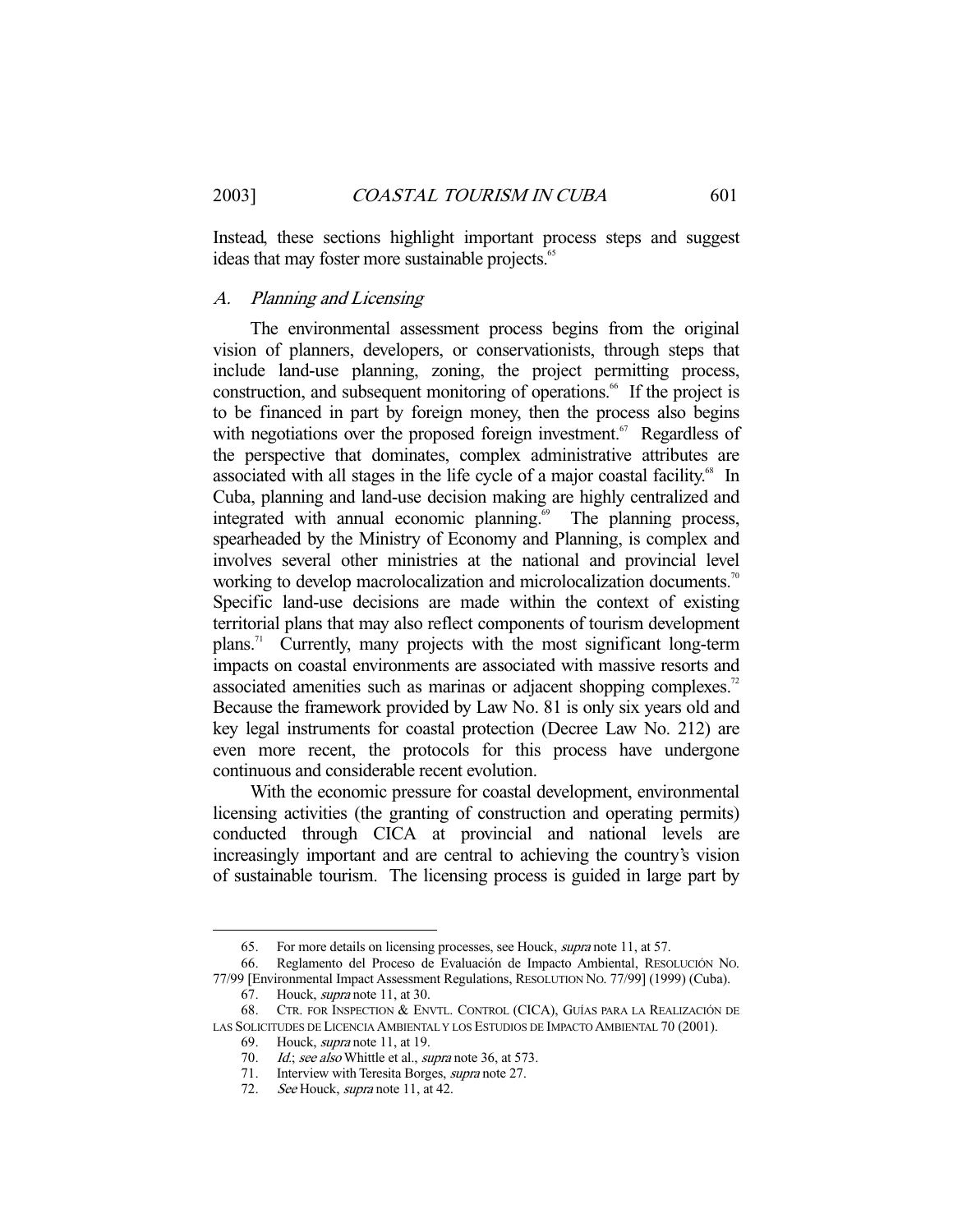Instead, these sections highlight important process steps and suggest ideas that may foster more sustainable projects.[65]

### *A. Planning and Licensing*

The environmental assessment process begins from the original vision of planners, developers, or conservationists, through steps that include land-use planning, zoning, the project permitting process, construction, and subsequent monitoring of operations.[66] If the project is to be financed in part by foreign money, then the process also begins with negotiations over the proposed foreign investment.[67] Regardless of the perspective that dominates, complex administrative attributes are associated with all stages in the life cycle of a major coastal facility.[68] In Cuba, planning and land-use decision making are highly centralized and integrated with annual economic planning.[69] The planning process, spearheaded by the Ministry of Economy and Planning, is complex and involves several other ministries at the national and provincial level working to develop macrolocalization and microlocalization documents.[70] Specific land-use decisions are made within the context of existing territorial plans that may also reflect components of tourism development plans.[71] Currently, many projects with the most significant long-term impacts on coastal environments are associated with massive resorts and associated amenities such as marinas or adjacent shopping complexes.[72] Because the framework provided by Law No. 81 is only six years old and key legal instruments for coastal protection (Decree Law No. 212) are even more recent, the protocols for this process have undergone continuous and considerable recent evolution.

With the economic pressure for coastal development, environmental licensing activities (the granting of construction and operating permits) conducted through CICA at provincial and national levels are increasingly important and are central to achieving the country's vision of sustainable tourism. The licensing process is guided in large part by

---

65. For more details on licensing processes, see Houck, *supra* note 11, at 57.

66. Reglamento del Proceso de Evaluación de Impacto Ambiental, RESOLUCIÓN NO. 77/99 [Environmental Impact Assessment Regulations, RESOLUTION NO. 77/99] (1999) (Cuba).

67. Houck, *supra* note 11, at 30.

68. CTR. FOR INSPECTION & ENVTL. CONTROL (CICA), GUÍAS PARA LA REALIZACIÓN DE LAS SOLICITUDES DE LICENCIA AMBIENTAL Y LOS ESTUDIOS DE IMPACTO AMBIENTAL 70 (2001).

69. Houck, *supra* note 11, at 19.

70. *Id.*; *see also* Whittle et al., *supra* note 36, at 573.

71. Interview with Teresita Borges, *supra* note 27.

72. *See* Houck, *supra* note 11, at 42.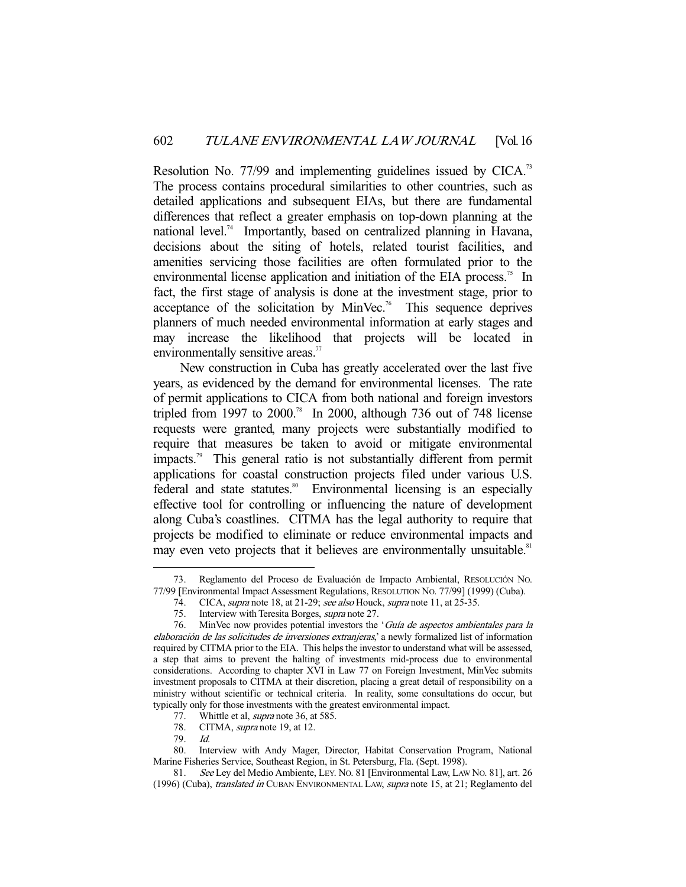Resolution No. 77/99 and implementing guidelines issued by CICA.[73] The process contains procedural similarities to other countries, such as detailed applications and subsequent EIAs, but there are fundamental differences that reflect a greater emphasis on top-down planning at the national level.[74] Importantly, based on centralized planning in Havana, decisions about the siting of hotels, related tourist facilities, and amenities servicing those facilities are often formulated prior to the environmental license application and initiation of the EIA process.[75] In fact, the first stage of analysis is done at the investment stage, prior to acceptance of the solicitation by MinVec.[76] This sequence deprives planners of much needed environmental information at early stages and may increase the likelihood that projects will be located in environmentally sensitive areas.[77]

New construction in Cuba has greatly accelerated over the last five years, as evidenced by the demand for environmental licenses. The rate of permit applications to CICA from both national and foreign investors tripled from 1997 to 2000.[78] In 2000, although 736 out of 748 license requests were granted, many projects were substantially modified to require that measures be taken to avoid or mitigate environmental impacts.[79] This general ratio is not substantially different from permit applications for coastal construction projects filed under various U.S. federal and state statutes.[80] Environmental licensing is an especially effective tool for controlling or influencing the nature of development along Cuba's coastlines. CITMA has the legal authority to require that projects be modified to eliminate or reduce environmental impacts and may even veto projects that it believes are environmentally unsuitable.[81]

---

73. Reglamento del Proceso de Evaluación de Impacto Ambiental, RESOLUCIÓN NO. 77/99 [Environmental Impact Assessment Regulations, RESOLUTION NO. 77/99] (1999) (Cuba).

74. CICA, *supra* note 18, at 21-29; *see also* Houck, *supra* note 11, at 25-35.

75. Interview with Teresita Borges, *supra* note 27.

76. MinVec now provides potential investors the '*Guía de aspectos ambientales para la elaboración de las solicitudes de inversiones extranjeras*,' a newly formalized list of information required by CITMA prior to the EIA. This helps the investor to understand what will be assessed, a step that aims to prevent the halting of investments mid-process due to environmental considerations. According to chapter XVI in Law 77 on Foreign Investment, MinVec submits investment proposals to CITMA at their discretion, placing a great detail of responsibility on a ministry without scientific or technical criteria. In reality, some consultations do occur, but typically only for those investments with the greatest environmental impact.

77. Whittle et al, *supra* note 36, at 585.

78. CITMA, *supra* note 19, at 12.

79. *Id.*

80. Interview with Andy Mager, Director, Habitat Conservation Program, National Marine Fisheries Service, Southeast Region, in St. Petersburg, Fla. (Sept. 1998).

81. *See* Ley del Medio Ambiente, LEY. NO. 81 [Environmental Law, LAW NO. 81], art. 26 (1996) (Cuba), *translated in* CUBAN ENVIRONMENTAL LAW, *supra* note 15, at 21; Reglamento del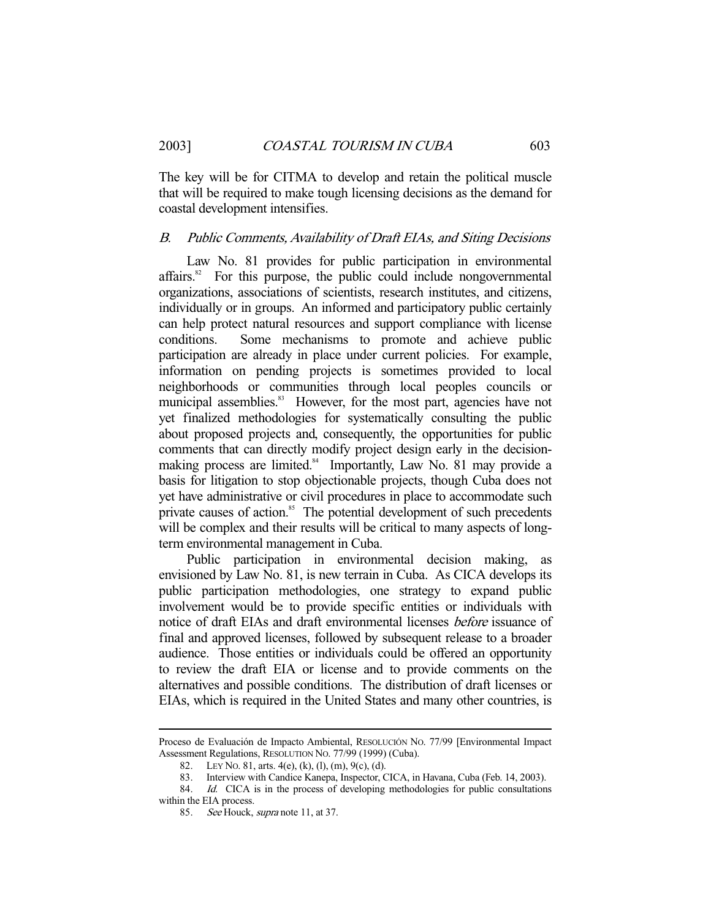The key will be for CITMA to develop and retain the political muscle that will be required to make tough licensing decisions as the demand for coastal development intensifies.

### *B. Public Comments, Availability of Draft EIAs, and Siting Decisions*

Law No. 81 provides for public participation in environmental affairs.[82] For this purpose, the public could include nongovernmental organizations, associations of scientists, research institutes, and citizens, individually or in groups. An informed and participatory public certainly can help protect natural resources and support compliance with license conditions. Some mechanisms to promote and achieve public participation are already in place under current policies. For example, information on pending projects is sometimes provided to local neighborhoods or communities through local peoples councils or municipal assemblies.[83] However, for the most part, agencies have not yet finalized methodologies for systematically consulting the public about proposed projects and, consequently, the opportunities for public comments that can directly modify project design early in the decision-making process are limited.[84] Importantly, Law No. 81 may provide a basis for litigation to stop objectionable projects, though Cuba does not yet have administrative or civil procedures in place to accommodate such private causes of action.[85] The potential development of such precedents will be complex and their results will be critical to many aspects of long-term environmental management in Cuba.

Public participation in environmental decision making, as envisioned by Law No. 81, is new terrain in Cuba. As CICA develops its public participation methodologies, one strategy to expand public involvement would be to provide specific entities or individuals with notice of draft EIAs and draft environmental licenses *before* issuance of final and approved licenses, followed by subsequent release to a broader audience. Those entities or individuals could be offered an opportunity to review the draft EIA or license and to provide comments on the alternatives and possible conditions. The distribution of draft licenses or EIAs, which is required in the United States and many other countries, is

---

Proceso de Evaluación de Impacto Ambiental, RESOLUCIÓN NO. 77/99 [Environmental Impact Assessment Regulations, RESOLUTION NO. 77/99 (1999) (Cuba).

82. LEY NO. 81, arts. 4(e), (k), (l), (m), 9(c), (d).

83. Interview with Candice Kanepa, Inspector, CICA, in Havana, Cuba (Feb. 14, 2003).

84. *Id.* CICA is in the process of developing methodologies for public consultations within the EIA process.

85. *See* Houck, *supra* note 11, at 37.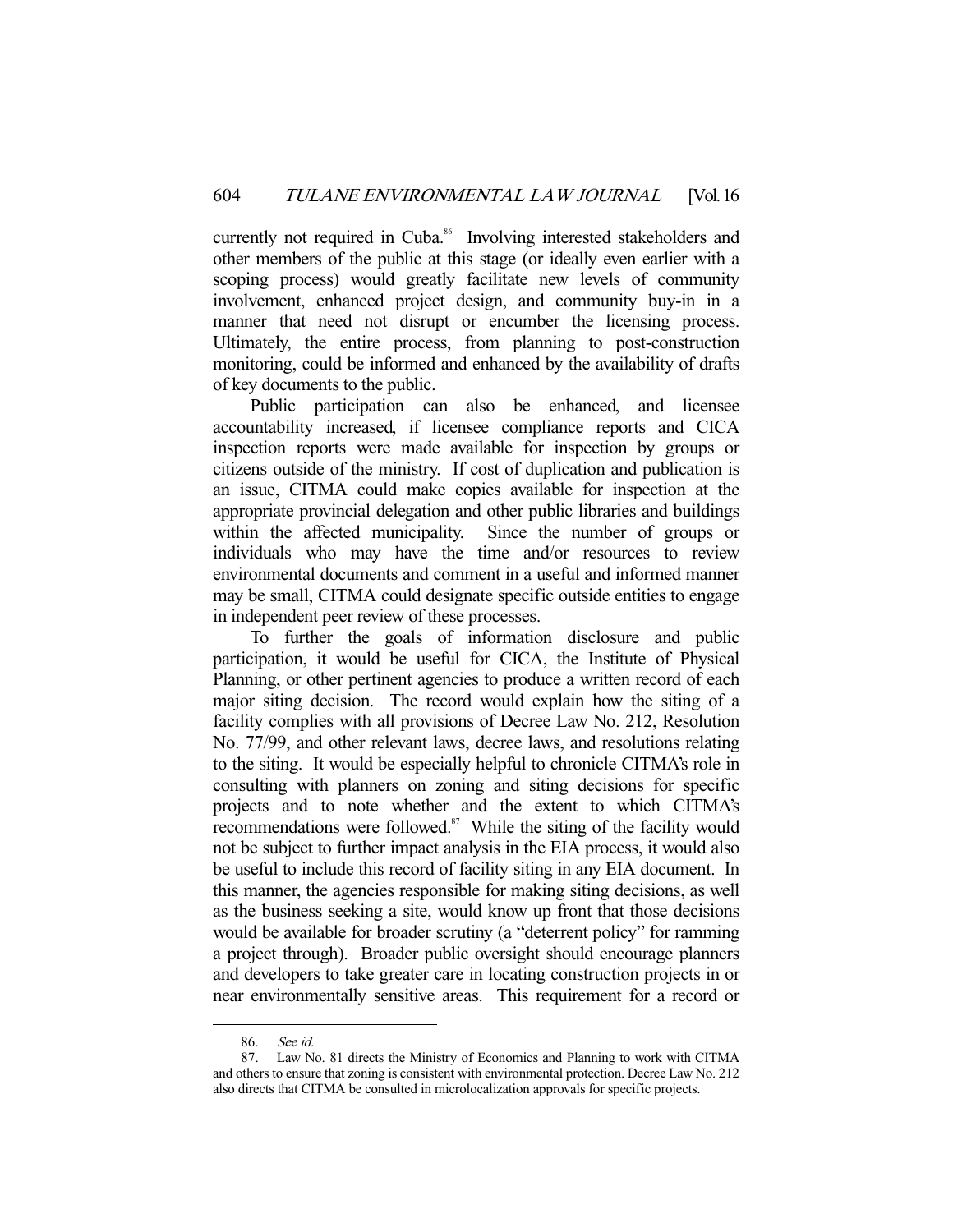currently not required in Cuba.[86] Involving interested stakeholders and other members of the public at this stage (or ideally even earlier with a scoping process) would greatly facilitate new levels of community involvement, enhanced project design, and community buy-in in a manner that need not disrupt or encumber the licensing process. Ultimately, the entire process, from planning to post-construction monitoring, could be informed and enhanced by the availability of drafts of key documents to the public.

Public participation can also be enhanced, and licensee accountability increased, if licensee compliance reports and CICA inspection reports were made available for inspection by groups or citizens outside of the ministry. If cost of duplication and publication is an issue, CITMA could make copies available for inspection at the appropriate provincial delegation and other public libraries and buildings within the affected municipality. Since the number of groups or individuals who may have the time and/or resources to review environmental documents and comment in a useful and informed manner may be small, CITMA could designate specific outside entities to engage in independent peer review of these processes.

To further the goals of information disclosure and public participation, it would be useful for CICA, the Institute of Physical Planning, or other pertinent agencies to produce a written record of each major siting decision. The record would explain how the siting of a facility complies with all provisions of Decree Law No. 212, Resolution No. 77/99, and other relevant laws, decree laws, and resolutions relating to the siting. It would be especially helpful to chronicle CITMA's role in consulting with planners on zoning and siting decisions for specific projects and to note whether and the extent to which CITMA's recommendations were followed.[87] While the siting of the facility would not be subject to further impact analysis in the EIA process, it would also be useful to include this record of facility siting in any EIA document. In this manner, the agencies responsible for making siting decisions, as well as the business seeking a site, would know up front that those decisions would be available for broader scrutiny (a "deterrent policy" for ramming a project through). Broader public oversight should encourage planners and developers to take greater care in locating construction projects in or near environmentally sensitive areas. This requirement for a record or

---

86. *See id.*

87. Law No. 81 directs the Ministry of Economics and Planning to work with CITMA and others to ensure that zoning is consistent with environmental protection. Decree Law No. 212 also directs that CITMA be consulted in microlocalization approvals for specific projects.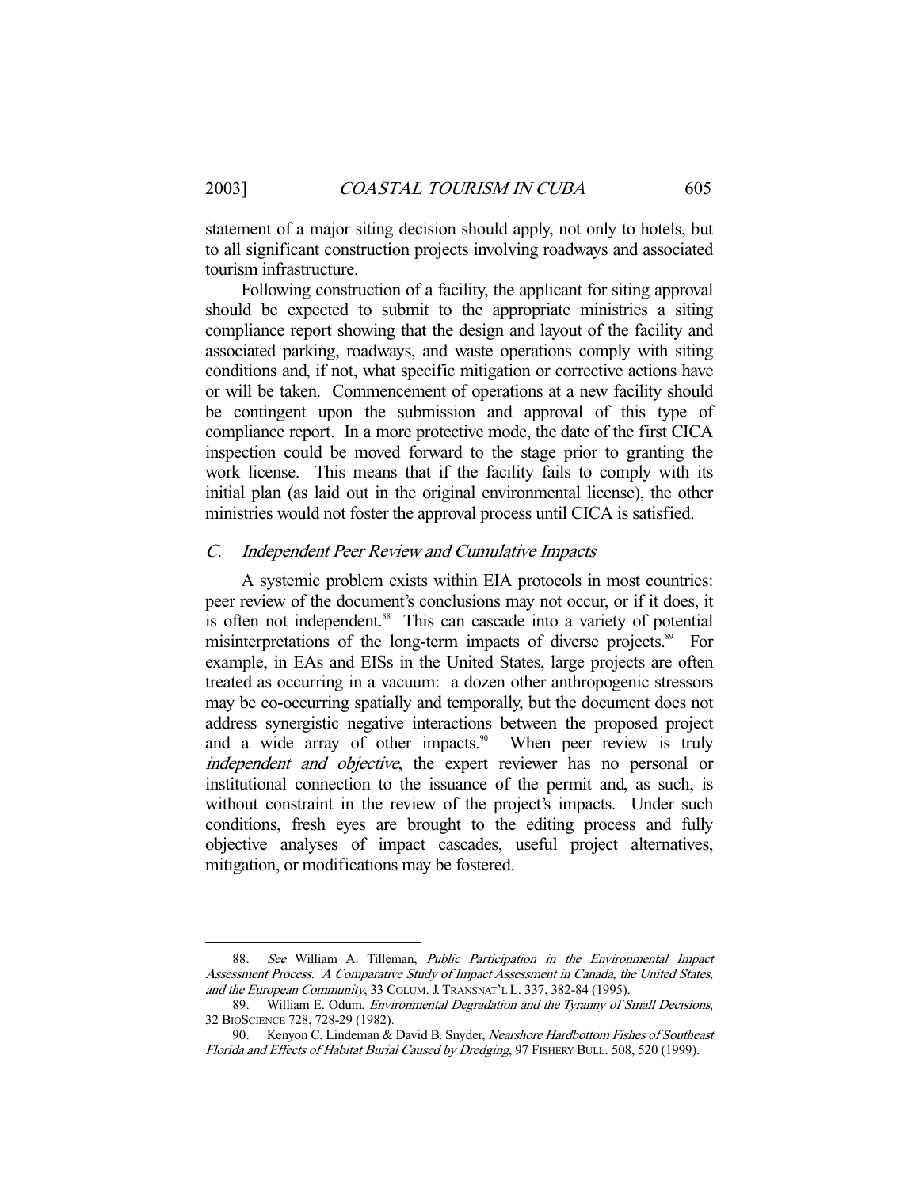statement of a major siting decision should apply, not only to hotels, but to all significant construction projects involving roadways and associated tourism infrastructure.

Following construction of a facility, the applicant for siting approval should be expected to submit to the appropriate ministries a siting compliance report showing that the design and layout of the facility and associated parking, roadways, and waste operations comply with siting conditions and, if not, what specific mitigation or corrective actions have or will be taken. Commencement of operations at a new facility should be contingent upon the submission and approval of this type of compliance report. In a more protective mode, the date of the first CICA inspection could be moved forward to the stage prior to granting the work license. This means that if the facility fails to comply with its initial plan (as laid out in the original environmental license), the other ministries would not foster the approval process until CICA is satisfied.

### *C. Independent Peer Review and Cumulative Impacts*

A systemic problem exists within EIA protocols in most countries: peer review of the document's conclusions may not occur, or if it does, it is often not independent.[88] This can cascade into a variety of potential misinterpretations of the long-term impacts of diverse projects.[89] For example, in EAs and EISs in the United States, large projects are often treated as occurring in a vacuum: a dozen other anthropogenic stressors may be co-occurring spatially and temporally, but the document does not address synergistic negative interactions between the proposed project and a wide array of other impacts.[90] When peer review is truly *independent and objective*, the expert reviewer has no personal or institutional connection to the issuance of the permit and, as such, is without constraint in the review of the project's impacts. Under such conditions, fresh eyes are brought to the editing process and fully objective analyses of impact cascades, useful project alternatives, mitigation, or modifications may be fostered.

---

88. *See* William A. Tilleman, *Public Participation in the Environmental Impact Assessment Process: A Comparative Study of Impact Assessment in Canada, the United States, and the European Community*, 33 COLUM. J. TRANSNAT'L L. 337, 382-84 (1995).

89. William E. Odum, *Environmental Degradation and the Tyranny of Small Decisions*, 32 BIOSCIENCE 728, 728-29 (1982).

90. Kenyon C. Lindeman & David B. Snyder, *Nearshore Hardbottom Fishes of Southeast Florida and Effects of Habitat Burial Caused by Dredging*, 97 FISHERY BULL. 508, 520 (1999).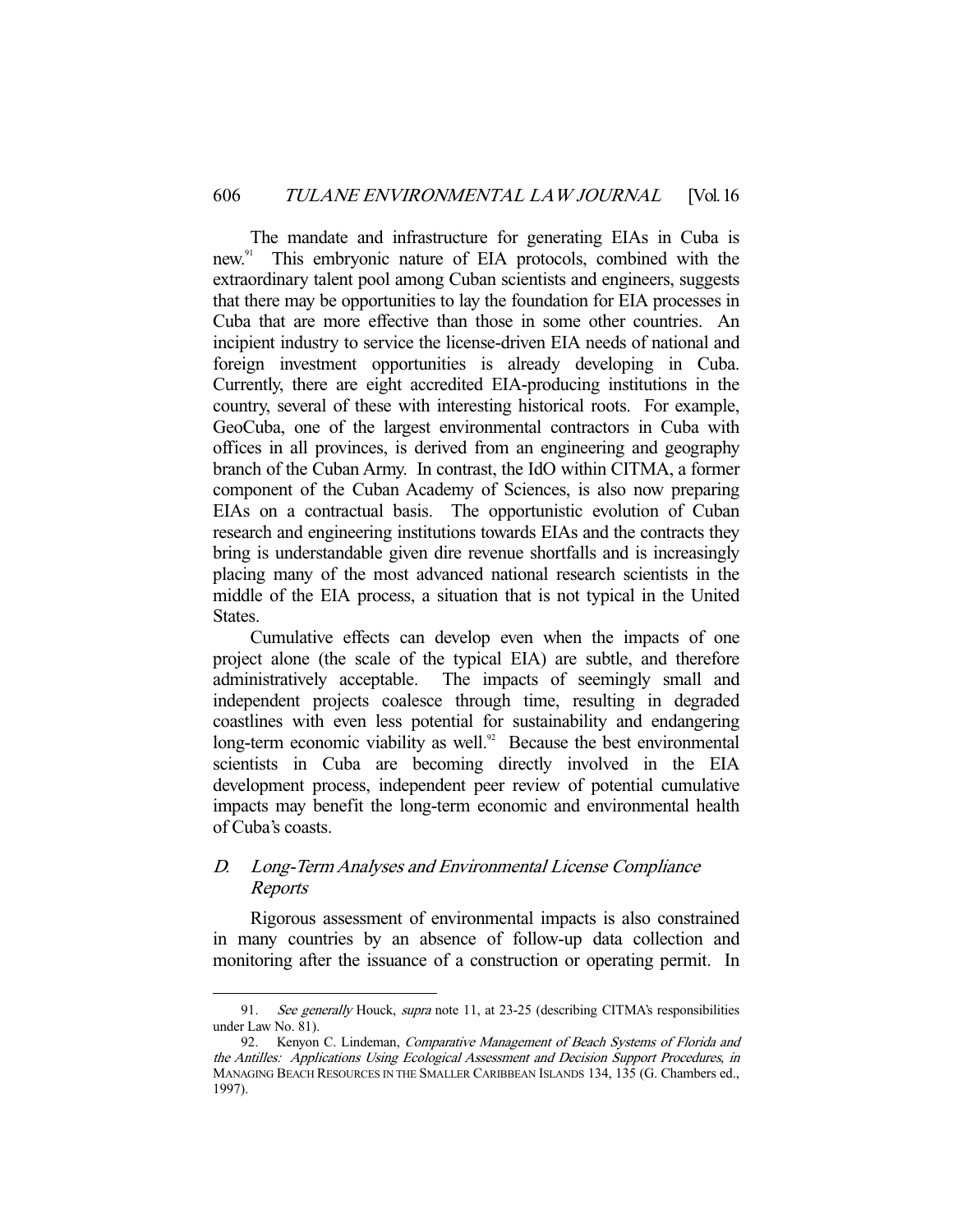The mandate and infrastructure for generating EIAs in Cuba is new.[91] This embryonic nature of EIA protocols, combined with the extraordinary talent pool among Cuban scientists and engineers, suggests that there may be opportunities to lay the foundation for EIA processes in Cuba that are more effective than those in some other countries. An incipient industry to service the license-driven EIA needs of national and foreign investment opportunities is already developing in Cuba. Currently, there are eight accredited EIA-producing institutions in the country, several of these with interesting historical roots. For example, GeoCuba, one of the largest environmental contractors in Cuba with offices in all provinces, is derived from an engineering and geography branch of the Cuban Army. In contrast, the IdO within CITMA, a former component of the Cuban Academy of Sciences, is also now preparing EIAs on a contractual basis. The opportunistic evolution of Cuban research and engineering institutions towards EIAs and the contracts they bring is understandable given dire revenue shortfalls and is increasingly placing many of the most advanced national research scientists in the middle of the EIA process, a situation that is not typical in the United States.

Cumulative effects can develop even when the impacts of one project alone (the scale of the typical EIA) are subtle, and therefore administratively acceptable. The impacts of seemingly small and independent projects coalesce through time, resulting in degraded coastlines with even less potential for sustainability and endangering long-term economic viability as well.[92] Because the best environmental scientists in Cuba are becoming directly involved in the EIA development process, independent peer review of potential cumulative impacts may benefit the long-term economic and environmental health of Cuba's coasts.

## D. *Long-Term Analyses and Environmental License Compliance Reports*

Rigorous assessment of environmental impacts is also constrained in many countries by an absence of follow-up data collection and monitoring after the issuance of a construction or operating permit. In

---

91. *See generally* Houck, *supra* note 11, at 23-25 (describing CITMA's responsibilities under Law No. 81).

92. Kenyon C. Lindeman, *Comparative Management of Beach Systems of Florida and the Antilles: Applications Using Ecological Assessment and Decision Support Procedures*, *in* MANAGING BEACH RESOURCES IN THE SMALLER CARIBBEAN ISLANDS 134, 135 (G. Chambers ed., 1997).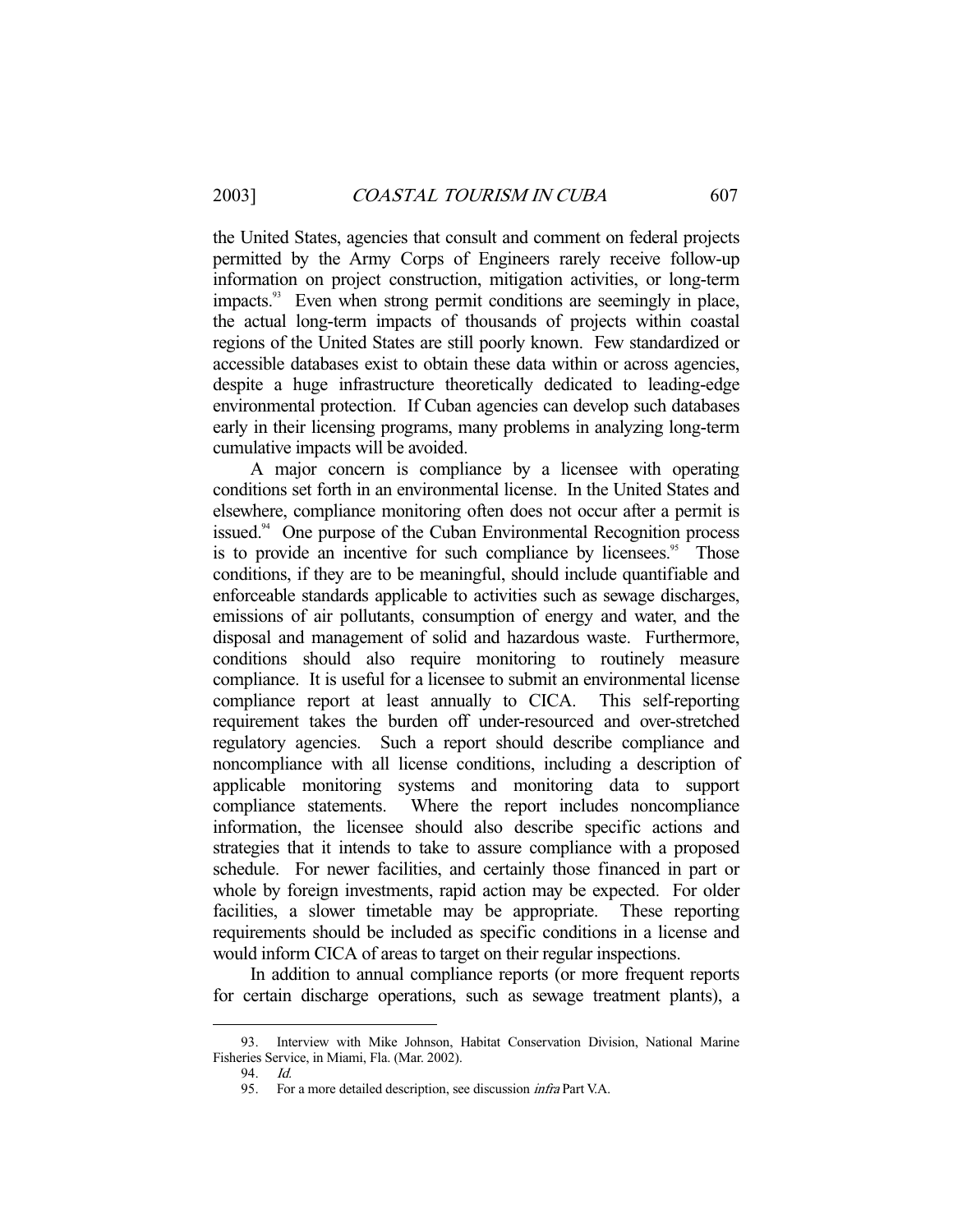the United States, agencies that consult and comment on federal projects permitted by the Army Corps of Engineers rarely receive follow-up information on project construction, mitigation activities, or long-term impacts.[93] Even when strong permit conditions are seemingly in place, the actual long-term impacts of thousands of projects within coastal regions of the United States are still poorly known. Few standardized or accessible databases exist to obtain these data within or across agencies, despite a huge infrastructure theoretically dedicated to leading-edge environmental protection. If Cuban agencies can develop such databases early in their licensing programs, many problems in analyzing long-term cumulative impacts will be avoided.

A major concern is compliance by a licensee with operating conditions set forth in an environmental license. In the United States and elsewhere, compliance monitoring often does not occur after a permit is issued.[94] One purpose of the Cuban Environmental Recognition process is to provide an incentive for such compliance by licensees.[95] Those conditions, if they are to be meaningful, should include quantifiable and enforceable standards applicable to activities such as sewage discharges, emissions of air pollutants, consumption of energy and water, and the disposal and management of solid and hazardous waste. Furthermore, conditions should also require monitoring to routinely measure compliance. It is useful for a licensee to submit an environmental license compliance report at least annually to CICA. This self-reporting requirement takes the burden off under-resourced and over-stretched regulatory agencies. Such a report should describe compliance and noncompliance with all license conditions, including a description of applicable monitoring systems and monitoring data to support compliance statements. Where the report includes noncompliance information, the licensee should also describe specific actions and strategies that it intends to take to assure compliance with a proposed schedule. For newer facilities, and certainly those financed in part or whole by foreign investments, rapid action may be expected. For older facilities, a slower timetable may be appropriate. These reporting requirements should be included as specific conditions in a license and would inform CICA of areas to target on their regular inspections.

In addition to annual compliance reports (or more frequent reports for certain discharge operations, such as sewage treatment plants), a

---

93. Interview with Mike Johnson, Habitat Conservation Division, National Marine Fisheries Service, in Miami, Fla. (Mar. 2002).

94. *Id.*

95. For a more detailed description, see discussion *infra* Part V.A.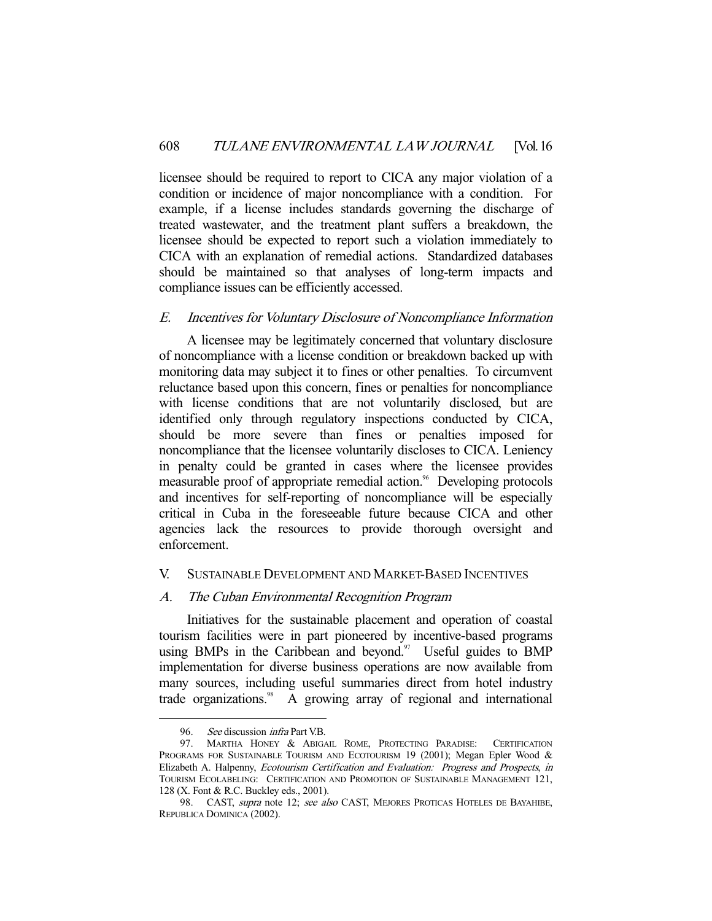licensee should be required to report to CICA any major violation of a condition or incidence of major noncompliance with a condition. For example, if a license includes standards governing the discharge of treated wastewater, and the treatment plant suffers a breakdown, the licensee should be expected to report such a violation immediately to CICA with an explanation of remedial actions. Standardized databases should be maintained so that analyses of long-term impacts and compliance issues can be efficiently accessed.

### E. *Incentives for Voluntary Disclosure of Noncompliance Information*

A licensee may be legitimately concerned that voluntary disclosure of noncompliance with a license condition or breakdown backed up with monitoring data may subject it to fines or other penalties. To circumvent reluctance based upon this concern, fines or penalties for noncompliance with license conditions that are not voluntarily disclosed, but are identified only through regulatory inspections conducted by CICA, should be more severe than fines or penalties imposed for noncompliance that the licensee voluntarily discloses to CICA. Leniency in penalty could be granted in cases where the licensee provides measurable proof of appropriate remedial action.[96] Developing protocols and incentives for self-reporting of noncompliance will be especially critical in Cuba in the foreseeable future because CICA and other agencies lack the resources to provide thorough oversight and enforcement.

## V. SUSTAINABLE DEVELOPMENT AND MARKET-BASED INCENTIVES

### A. *The Cuban Environmental Recognition Program*

Initiatives for the sustainable placement and operation of coastal tourism facilities were in part pioneered by incentive-based programs using BMPs in the Caribbean and beyond.[97] Useful guides to BMP implementation for diverse business operations are now available from many sources, including useful summaries direct from hotel industry trade organizations.[98] A growing array of regional and international

---

96. *See* discussion *infra* Part V.B.

97. MARTHA HONEY & ABIGAIL ROME, PROTECTING PARADISE: CERTIFICATION PROGRAMS FOR SUSTAINABLE TOURISM AND ECOTOURISM 19 (2001); Megan Epler Wood & Elizabeth A. Halpenny, *Ecotourism Certification and Evaluation: Progress and Prospects*, *in* TOURISM ECOLABELING: CERTIFICATION AND PROMOTION OF SUSTAINABLE MANAGEMENT 121, 128 (X. Font & R.C. Buckley eds., 2001).

98. CAST, *supra* note 12; *see also* CAST, MEJORES PROTICAS HOTELES DE BAYAHIBE, REPUBLICA DOMINICA (2002).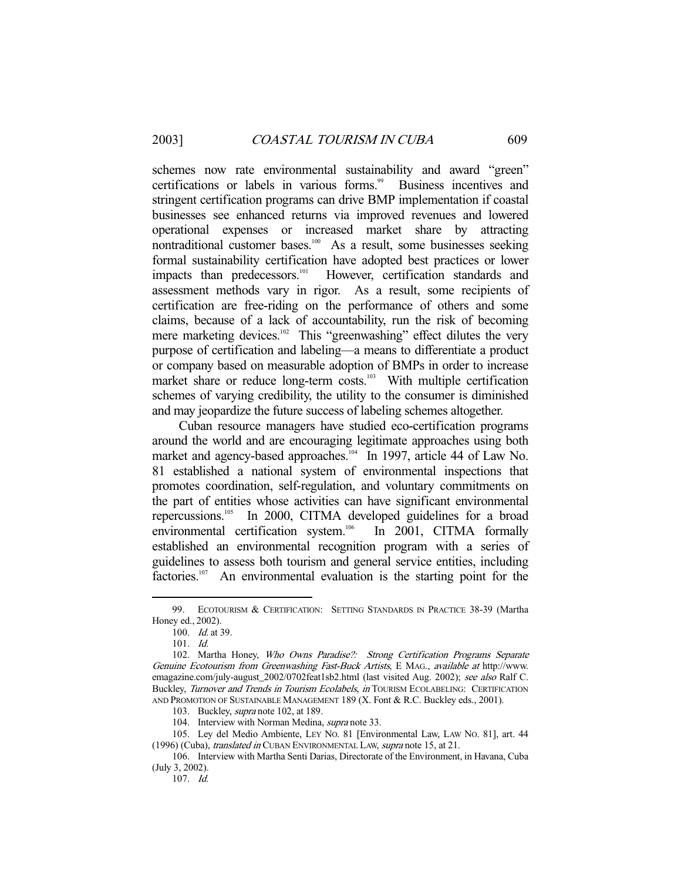schemes now rate environmental sustainability and award "green" certifications or labels in various forms.[99] Business incentives and stringent certification programs can drive BMP implementation if coastal businesses see enhanced returns via improved revenues and lowered operational expenses or increased market share by attracting nontraditional customer bases.[100] As a result, some businesses seeking formal sustainability certification have adopted best practices or lower impacts than predecessors.[101] However, certification standards and assessment methods vary in rigor. As a result, some recipients of certification are free-riding on the performance of others and some claims, because of a lack of accountability, run the risk of becoming mere marketing devices.[102] This "greenwashing" effect dilutes the very purpose of certification and labeling—a means to differentiate a product or company based on measurable adoption of BMPs in order to increase market share or reduce long-term costs.[103] With multiple certification schemes of varying credibility, the utility to the consumer is diminished and may jeopardize the future success of labeling schemes altogether.

Cuban resource managers have studied eco-certification programs around the world and are encouraging legitimate approaches using both market and agency-based approaches.[104] In 1997, article 44 of Law No. 81 established a national system of environmental inspections that promotes coordination, self-regulation, and voluntary commitments on the part of entities whose activities can have significant environmental repercussions.[105] In 2000, CITMA developed guidelines for a broad environmental certification system.[106] In 2001, CITMA formally established an environmental recognition program with a series of guidelines to assess both tourism and general service entities, including factories.[107] An environmental evaluation is the starting point for the

---

99. ECOTOURISM & CERTIFICATION: SETTING STANDARDS IN PRACTICE 38-39 (Martha Honey ed., 2002).

100. *Id.* at 39.

101. *Id.*

102. Martha Honey, *Who Owns Paradise?: Strong Certification Programs Separate Genuine Ecotourism from Greenwashing Fast-Buck Artists*, E MAG., *available at* http://www.emagazine.com/july-august_2002/0702feat1sb2.html (last visited Aug. 2002); *see also* Ralf C. Buckley, *Turnover and Trends in Tourism Ecolabels*, *in* TOURISM ECOLABELING: CERTIFICATION AND PROMOTION OF SUSTAINABLE MANAGEMENT 189 (X. Font & R.C. Buckley eds., 2001).

103. Buckley, *supra* note 102, at 189.

104. Interview with Norman Medina, *supra* note 33.

105. Ley del Medio Ambiente, LEY NO. 81 [Environmental Law, LAW NO. 81], art. 44 (1996) (Cuba), *translated in* CUBAN ENVIRONMENTAL LAW, *supra* note 15, at 21.

106. Interview with Martha Senti Darias, Directorate of the Environment, in Havana, Cuba (July 3, 2002).

107. *Id.*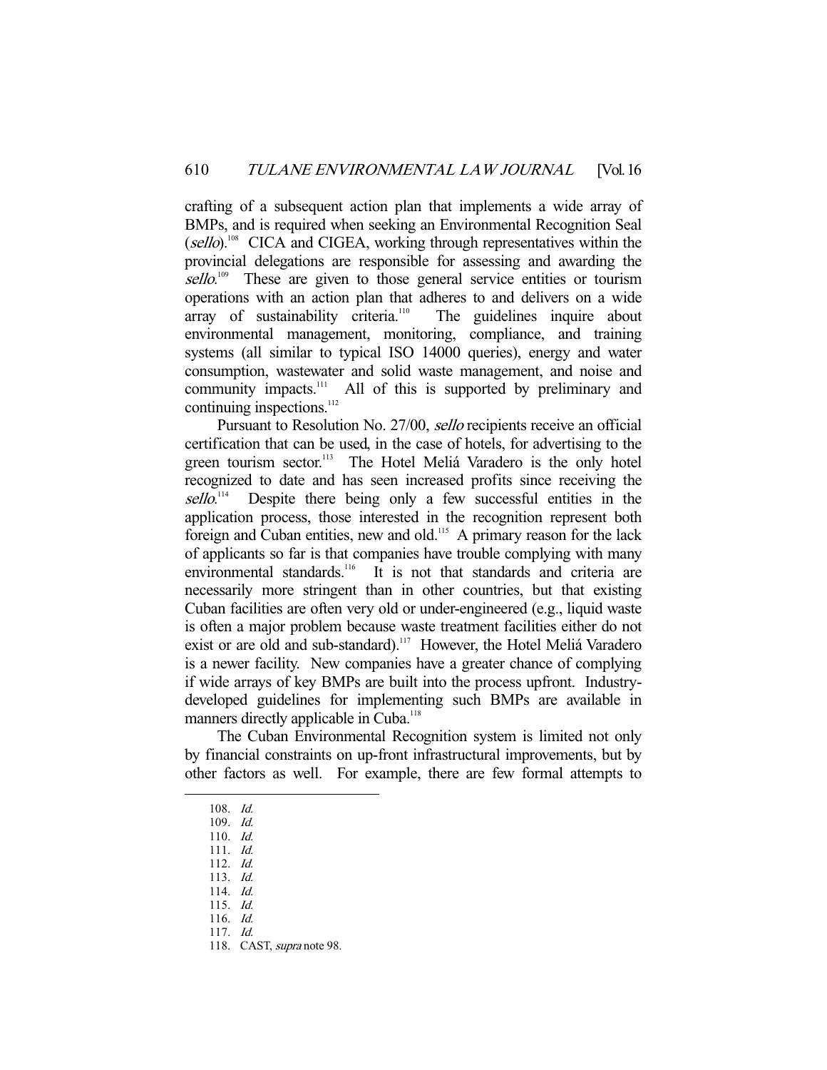crafting of a subsequent action plan that implements a wide array of BMPs, and is required when seeking an Environmental Recognition Seal (*sello*).[108] CICA and CIGEA, working through representatives within the provincial delegations are responsible for assessing and awarding the *sello*.[109] These are given to those general service entities or tourism operations with an action plan that adheres to and delivers on a wide array of sustainability criteria.[110] The guidelines inquire about environmental management, monitoring, compliance, and training systems (all similar to typical ISO 14000 queries), energy and water consumption, wastewater and solid waste management, and noise and community impacts.[111] All of this is supported by preliminary and continuing inspections.[112]

Pursuant to Resolution No. 27/00, *sello* recipients receive an official certification that can be used, in the case of hotels, for advertising to the green tourism sector.[113] The Hotel Meliá Varadero is the only hotel recognized to date and has seen increased profits since receiving the *sello*.[114] Despite there being only a few successful entities in the application process, those interested in the recognition represent both foreign and Cuban entities, new and old.[115] A primary reason for the lack of applicants so far is that companies have trouble complying with many environmental standards.[116] It is not that standards and criteria are necessarily more stringent than in other countries, but that existing Cuban facilities are often very old or under-engineered (e.g., liquid waste is often a major problem because waste treatment facilities either do not exist or are old and sub-standard).[117] However, the Hotel Meliá Varadero is a newer facility. New companies have a greater chance of complying if wide arrays of key BMPs are built into the process upfront. Industry-developed guidelines for implementing such BMPs are available in manners directly applicable in Cuba.[118]

The Cuban Environmental Recognition system is limited not only by financial constraints on up-front infrastructural improvements, but by other factors as well. For example, there are few formal attempts to

---

108. *Id.*
109. *Id.*
110. *Id.*
111. *Id.*
112. *Id.*
113. *Id.*
114. *Id.*
115. *Id.*
116. *Id.*
117. *Id.*
118. CAST, *supra* note 98.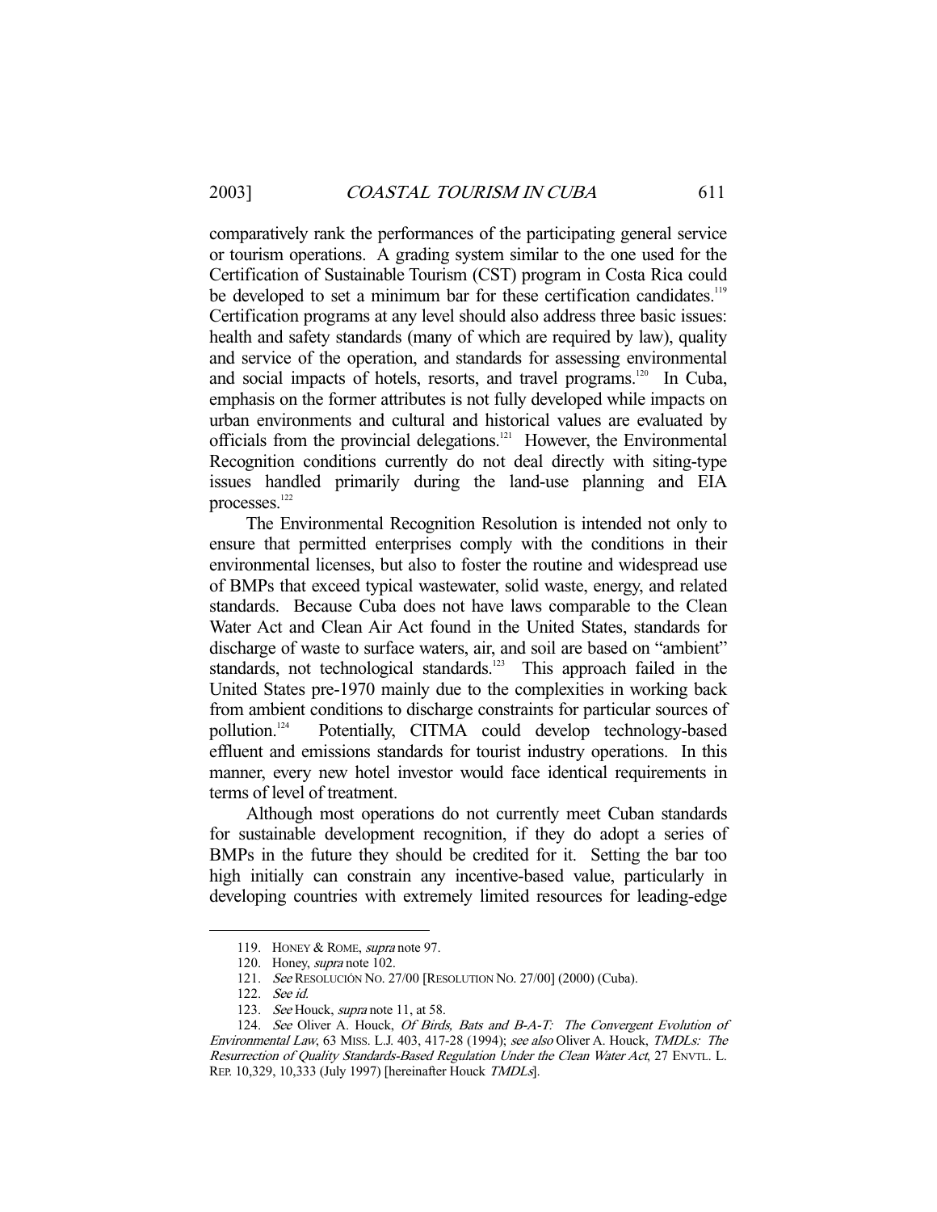comparatively rank the performances of the participating general service or tourism operations. A grading system similar to the one used for the Certification of Sustainable Tourism (CST) program in Costa Rica could be developed to set a minimum bar for these certification candidates.[119] Certification programs at any level should also address three basic issues: health and safety standards (many of which are required by law), quality and service of the operation, and standards for assessing environmental and social impacts of hotels, resorts, and travel programs.[120] In Cuba, emphasis on the former attributes is not fully developed while impacts on urban environments and cultural and historical values are evaluated by officials from the provincial delegations.[121] However, the Environmental Recognition conditions currently do not deal directly with siting-type issues handled primarily during the land-use planning and EIA processes.[122]

The Environmental Recognition Resolution is intended not only to ensure that permitted enterprises comply with the conditions in their environmental licenses, but also to foster the routine and widespread use of BMPs that exceed typical wastewater, solid waste, energy, and related standards. Because Cuba does not have laws comparable to the Clean Water Act and Clean Air Act found in the United States, standards for discharge of waste to surface waters, air, and soil are based on "ambient" standards, not technological standards.[123] This approach failed in the United States pre-1970 mainly due to the complexities in working back from ambient conditions to discharge constraints for particular sources of pollution.[124] Potentially, CITMA could develop technology-based effluent and emissions standards for tourist industry operations. In this manner, every new hotel investor would face identical requirements in terms of level of treatment.

Although most operations do not currently meet Cuban standards for sustainable development recognition, if they do adopt a series of BMPs in the future they should be credited for it. Setting the bar too high initially can constrain any incentive-based value, particularly in developing countries with extremely limited resources for leading-edge

---

119. HONEY & ROME, *supra* note 97.

120. Honey, *supra* note 102.

121. *See* RESOLUCIÓN NO. 27/00 [RESOLUTION NO. 27/00] (2000) (Cuba).

122. *See id.*

123. *See* Houck, *supra* note 11, at 58.

124. *See* Oliver A. Houck, *Of Birds, Bats and B-A-T: The Convergent Evolution of Environmental Law*, 63 MISS. L.J. 403, 417-28 (1994); *see also* Oliver A. Houck, *TMDLs: The Resurrection of Quality Standards-Based Regulation Under the Clean Water Act*, 27 ENVTL. L. REP. 10,329, 10,333 (July 1997) [hereinafter Houck *TMDLs*].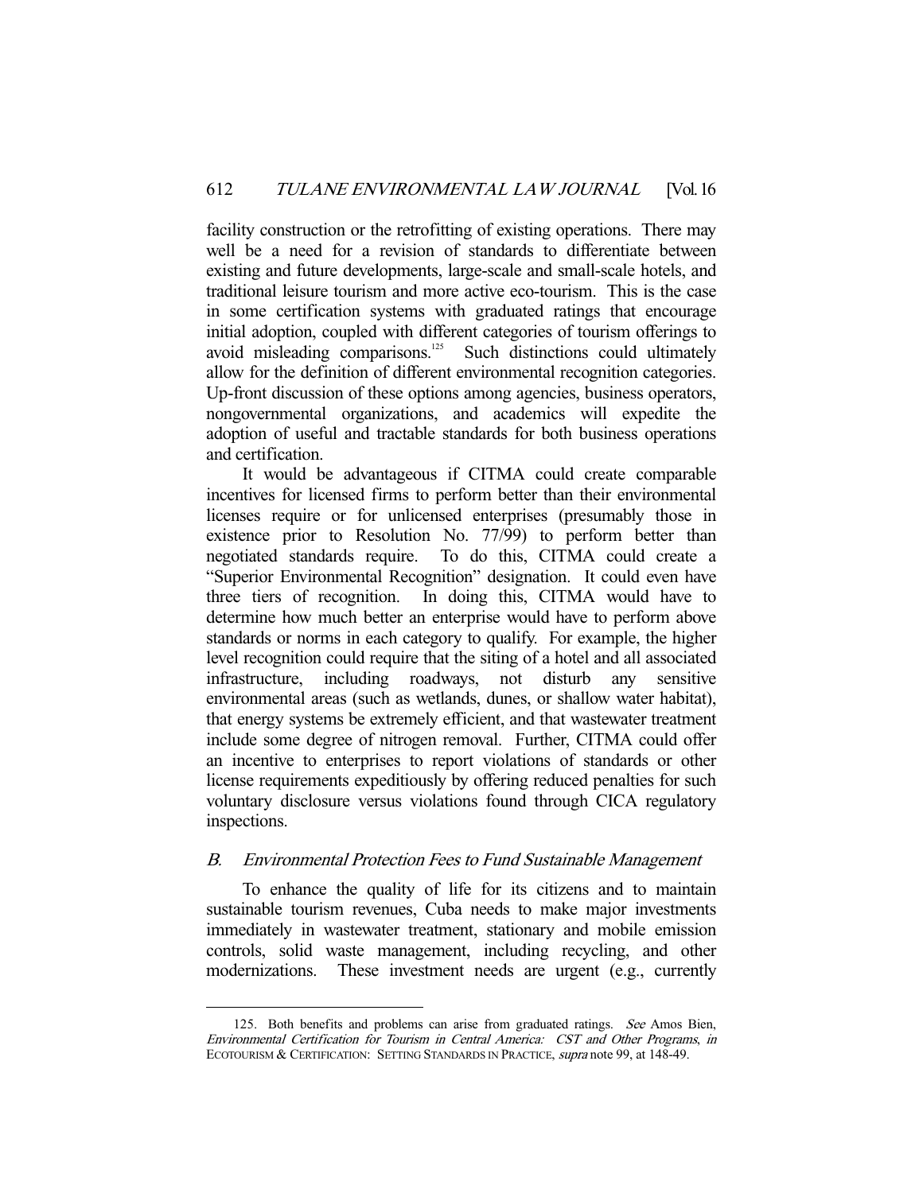facility construction or the retrofitting of existing operations. There may well be a need for a revision of standards to differentiate between existing and future developments, large-scale and small-scale hotels, and traditional leisure tourism and more active eco-tourism. This is the case in some certification systems with graduated ratings that encourage initial adoption, coupled with different categories of tourism offerings to avoid misleading comparisons.[125] Such distinctions could ultimately allow for the definition of different environmental recognition categories. Up-front discussion of these options among agencies, business operators, nongovernmental organizations, and academics will expedite the adoption of useful and tractable standards for both business operations and certification.

It would be advantageous if CITMA could create comparable incentives for licensed firms to perform better than their environmental licenses require or for unlicensed enterprises (presumably those in existence prior to Resolution No. 77/99) to perform better than negotiated standards require. To do this, CITMA could create a "Superior Environmental Recognition" designation. It could even have three tiers of recognition. In doing this, CITMA would have to determine how much better an enterprise would have to perform above standards or norms in each category to qualify. For example, the higher level recognition could require that the siting of a hotel and all associated infrastructure, including roadways, not disturb any sensitive environmental areas (such as wetlands, dunes, or shallow water habitat), that energy systems be extremely efficient, and that wastewater treatment include some degree of nitrogen removal. Further, CITMA could offer an incentive to enterprises to report violations of standards or other license requirements expeditiously by offering reduced penalties for such voluntary disclosure versus violations found through CICA regulatory inspections.

## B. *Environmental Protection Fees to Fund Sustainable Management*

To enhance the quality of life for its citizens and to maintain sustainable tourism revenues, Cuba needs to make major investments immediately in wastewater treatment, stationary and mobile emission controls, solid waste management, including recycling, and other modernizations. These investment needs are urgent (e.g., currently

---

125. Both benefits and problems can arise from graduated ratings. *See* Amos Bien, *Environmental Certification for Tourism in Central America: CST and Other Programs*, *in* ECOTOURISM & CERTIFICATION: SETTING STANDARDS IN PRACTICE, *supra* note 99, at 148-49.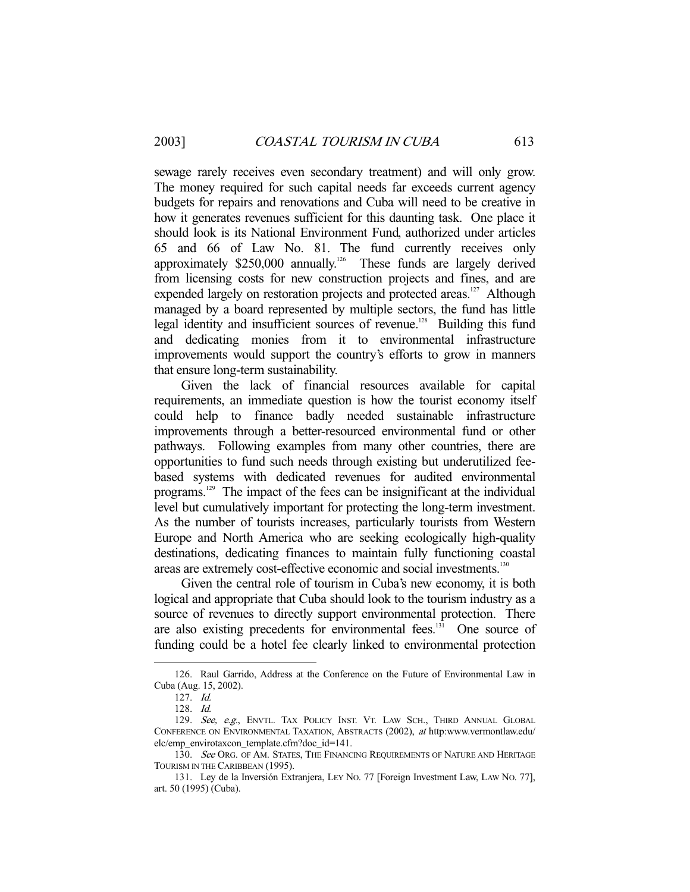sewage rarely receives even secondary treatment) and will only grow. The money required for such capital needs far exceeds current agency budgets for repairs and renovations and Cuba will need to be creative in how it generates revenues sufficient for this daunting task. One place it should look is its National Environment Fund, authorized under articles 65 and 66 of Law No. 81. The fund currently receives only approximately $250,000 annually.[126] These funds are largely derived from licensing costs for new construction projects and fines, and are expended largely on restoration projects and protected areas.[127] Although managed by a board represented by multiple sectors, the fund has little legal identity and insufficient sources of revenue.[128] Building this fund and dedicating monies from it to environmental infrastructure improvements would support the country's efforts to grow in manners that ensure long-term sustainability.

Given the lack of financial resources available for capital requirements, an immediate question is how the tourist economy itself could help to finance badly needed sustainable infrastructure improvements through a better-resourced environmental fund or other pathways. Following examples from many other countries, there are opportunities to fund such needs through existing but underutilized fee-based systems with dedicated revenues for audited environmental programs.[129] The impact of the fees can be insignificant at the individual level but cumulatively important for protecting the long-term investment. As the number of tourists increases, particularly tourists from Western Europe and North America who are seeking ecologically high-quality destinations, dedicating finances to maintain fully functioning coastal areas are extremely cost-effective economic and social investments.[130]

Given the central role of tourism in Cuba's new economy, it is both logical and appropriate that Cuba should look to the tourism industry as a source of revenues to directly support environmental protection. There are also existing precedents for environmental fees.[131] One source of funding could be a hotel fee clearly linked to environmental protection

---

126. Raul Garrido, Address at the Conference on the Future of Environmental Law in Cuba (Aug. 15, 2002).

127. *Id.*

128. *Id.*

129. *See, e.g.*, ENVTL. TAX POLICY INST. VT. LAW SCH., THIRD ANNUAL GLOBAL CONFERENCE ON ENVIRONMENTAL TAXATION, ABSTRACTS (2002), *at* http:www.vermontlaw.edu/elc/emp_envirotaxcon_template.cfm?doc_id=141.

130. *See* ORG. OF AM. STATES, THE FINANCING REQUIREMENTS OF NATURE AND HERITAGE TOURISM IN THE CARIBBEAN (1995).

131. Ley de la Inversión Extranjera, LEY NO. 77 [Foreign Investment Law, LAW NO. 77], art. 50 (1995) (Cuba).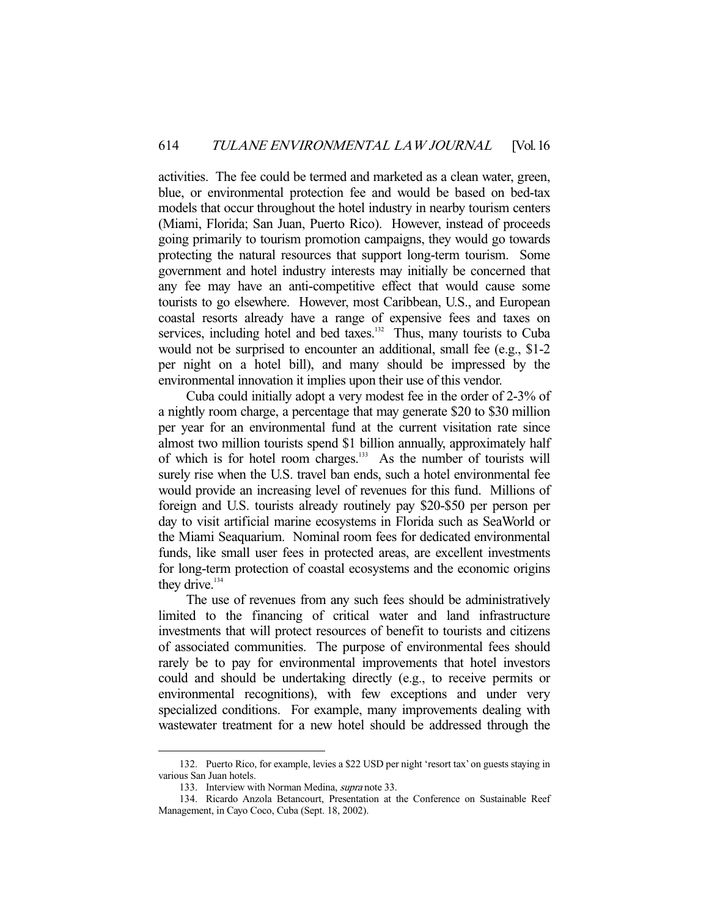activities. The fee could be termed and marketed as a clean water, green, blue, or environmental protection fee and would be based on bed-tax models that occur throughout the hotel industry in nearby tourism centers (Miami, Florida; San Juan, Puerto Rico). However, instead of proceeds going primarily to tourism promotion campaigns, they would go towards protecting the natural resources that support long-term tourism. Some government and hotel industry interests may initially be concerned that any fee may have an anti-competitive effect that would cause some tourists to go elsewhere. However, most Caribbean, U.S., and European coastal resorts already have a range of expensive fees and taxes on services, including hotel and bed taxes.[132] Thus, many tourists to Cuba would not be surprised to encounter an additional, small fee (e.g., \$1-2 per night on a hotel bill), and many should be impressed by the environmental innovation it implies upon their use of this vendor.

Cuba could initially adopt a very modest fee in the order of 2-3% of a nightly room charge, a percentage that may generate \$20 to \$30 million per year for an environmental fund at the current visitation rate since almost two million tourists spend \$1 billion annually, approximately half of which is for hotel room charges.[133] As the number of tourists will surely rise when the U.S. travel ban ends, such a hotel environmental fee would provide an increasing level of revenues for this fund. Millions of foreign and U.S. tourists already routinely pay \$20-\$50 per person per day to visit artificial marine ecosystems in Florida such as SeaWorld or the Miami Seaquarium. Nominal room fees for dedicated environmental funds, like small user fees in protected areas, are excellent investments for long-term protection of coastal ecosystems and the economic origins they drive.[134]

The use of revenues from any such fees should be administratively limited to the financing of critical water and land infrastructure investments that will protect resources of benefit to tourists and citizens of associated communities. The purpose of environmental fees should rarely be to pay for environmental improvements that hotel investors could and should be undertaking directly (e.g., to receive permits or environmental recognitions), with few exceptions and under very specialized conditions. For example, many improvements dealing with wastewater treatment for a new hotel should be addressed through the

---

132. Puerto Rico, for example, levies a \$22 USD per night 'resort tax' on guests staying in various San Juan hotels.

133. Interview with Norman Medina, *supra* note 33.

134. Ricardo Anzola Betancourt, Presentation at the Conference on Sustainable Reef Management, in Cayo Coco, Cuba (Sept. 18, 2002).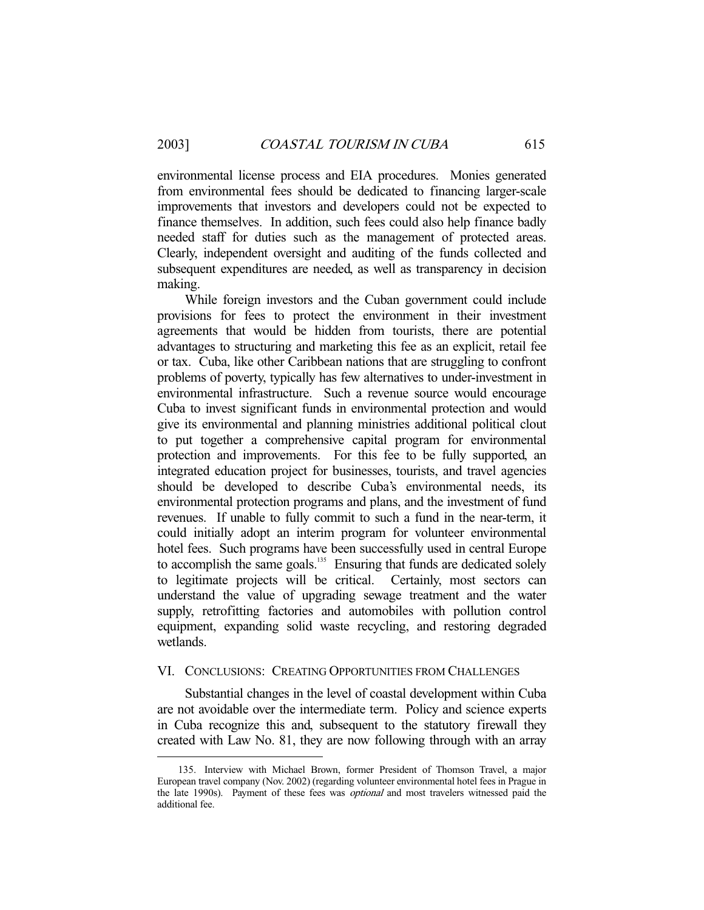environmental license process and EIA procedures. Monies generated from environmental fees should be dedicated to financing larger-scale improvements that investors and developers could not be expected to finance themselves. In addition, such fees could also help finance badly needed staff for duties such as the management of protected areas. Clearly, independent oversight and auditing of the funds collected and subsequent expenditures are needed, as well as transparency in decision making.

While foreign investors and the Cuban government could include provisions for fees to protect the environment in their investment agreements that would be hidden from tourists, there are potential advantages to structuring and marketing this fee as an explicit, retail fee or tax. Cuba, like other Caribbean nations that are struggling to confront problems of poverty, typically has few alternatives to under-investment in environmental infrastructure. Such a revenue source would encourage Cuba to invest significant funds in environmental protection and would give its environmental and planning ministries additional political clout to put together a comprehensive capital program for environmental protection and improvements. For this fee to be fully supported, an integrated education project for businesses, tourists, and travel agencies should be developed to describe Cuba's environmental needs, its environmental protection programs and plans, and the investment of fund revenues. If unable to fully commit to such a fund in the near-term, it could initially adopt an interim program for volunteer environmental hotel fees. Such programs have been successfully used in central Europe to accomplish the same goals.[135] Ensuring that funds are dedicated solely to legitimate projects will be critical. Certainly, most sectors can understand the value of upgrading sewage treatment and the water supply, retrofitting factories and automobiles with pollution control equipment, expanding solid waste recycling, and restoring degraded wetlands.

## VI. CONCLUSIONS: CREATING OPPORTUNITIES FROM CHALLENGES

Substantial changes in the level of coastal development within Cuba are not avoidable over the intermediate term. Policy and science experts in Cuba recognize this and, subsequent to the statutory firewall they created with Law No. 81, they are now following through with an array

---

135. Interview with Michael Brown, former President of Thomson Travel, a major European travel company (Nov. 2002) (regarding volunteer environmental hotel fees in Prague in the late 1990s). Payment of these fees was *optional* and most travelers witnessed paid the additional fee.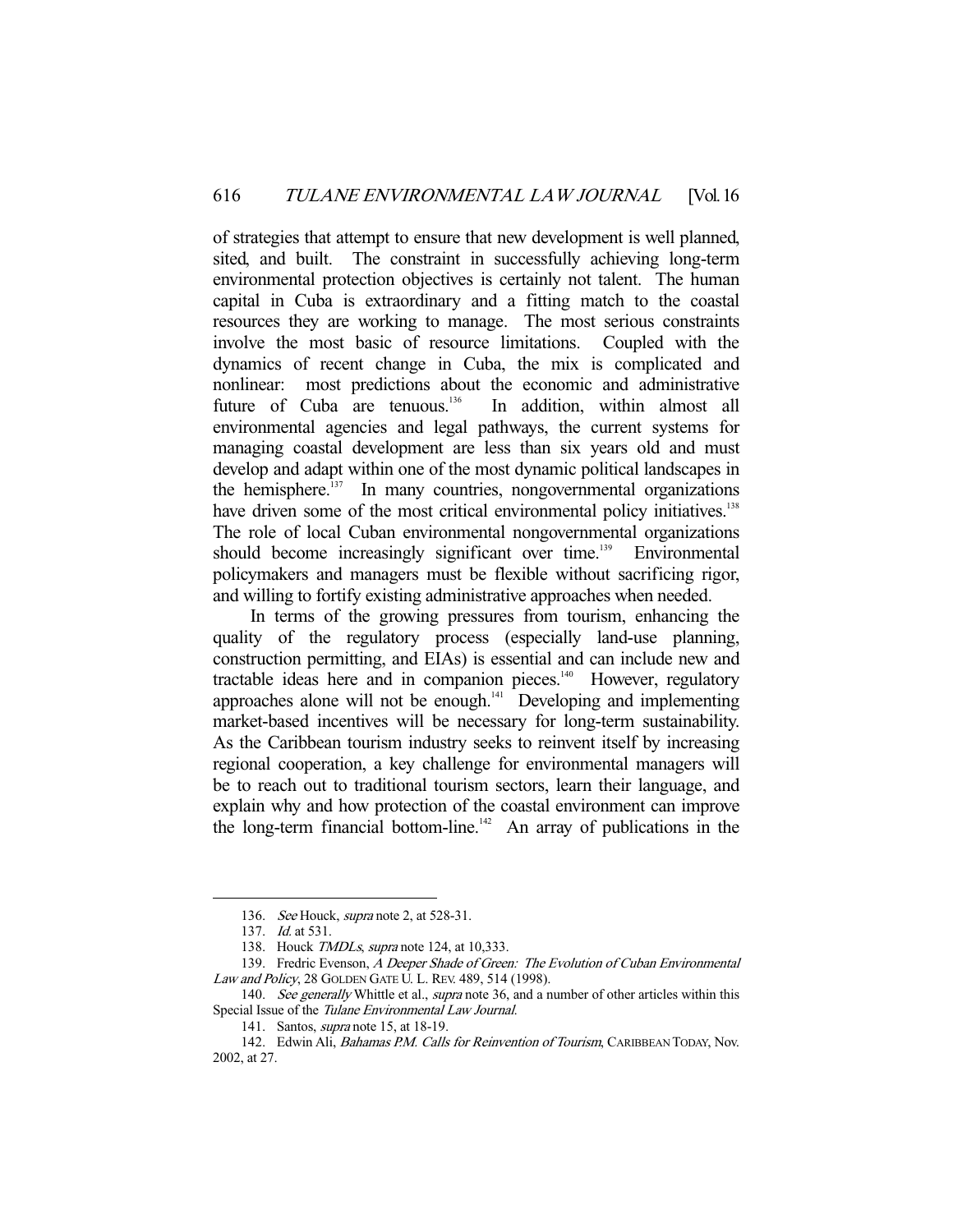of strategies that attempt to ensure that new development is well planned, sited, and built. The constraint in successfully achieving long-term environmental protection objectives is certainly not talent. The human capital in Cuba is extraordinary and a fitting match to the coastal resources they are working to manage. The most serious constraints involve the most basic of resource limitations. Coupled with the dynamics of recent change in Cuba, the mix is complicated and nonlinear: most predictions about the economic and administrative future of Cuba are tenuous.[136] In addition, within almost all environmental agencies and legal pathways, the current systems for managing coastal development are less than six years old and must develop and adapt within one of the most dynamic political landscapes in the hemisphere.[137] In many countries, nongovernmental organizations have driven some of the most critical environmental policy initiatives.[138] The role of local Cuban environmental nongovernmental organizations should become increasingly significant over time.[139] Environmental policymakers and managers must be flexible without sacrificing rigor, and willing to fortify existing administrative approaches when needed.

In terms of the growing pressures from tourism, enhancing the quality of the regulatory process (especially land-use planning, construction permitting, and EIAs) is essential and can include new and tractable ideas here and in companion pieces.[140] However, regulatory approaches alone will not be enough.[141] Developing and implementing market-based incentives will be necessary for long-term sustainability. As the Caribbean tourism industry seeks to reinvent itself by increasing regional cooperation, a key challenge for environmental managers will be to reach out to traditional tourism sectors, learn their language, and explain why and how protection of the coastal environment can improve the long-term financial bottom-line.[142] An array of publications in the

---

136. *See* Houck, *supra* note 2, at 528-31.

137. *Id.* at 531.

138. Houck *TMDLs*, *supra* note 124, at 10,333.

139. Fredric Evenson, *A Deeper Shade of Green: The Evolution of Cuban Environmental Law and Policy*, 28 GOLDEN GATE U. L. REV. 489, 514 (1998).

140. *See generally* Whittle et al., *supra* note 36, and a number of other articles within this Special Issue of the *Tulane Environmental Law Journal*.

141. Santos, *supra* note 15, at 18-19.

142. Edwin Ali, *Bahamas P.M. Calls for Reinvention of Tourism*, CARIBBEAN TODAY, Nov. 2002, at 27.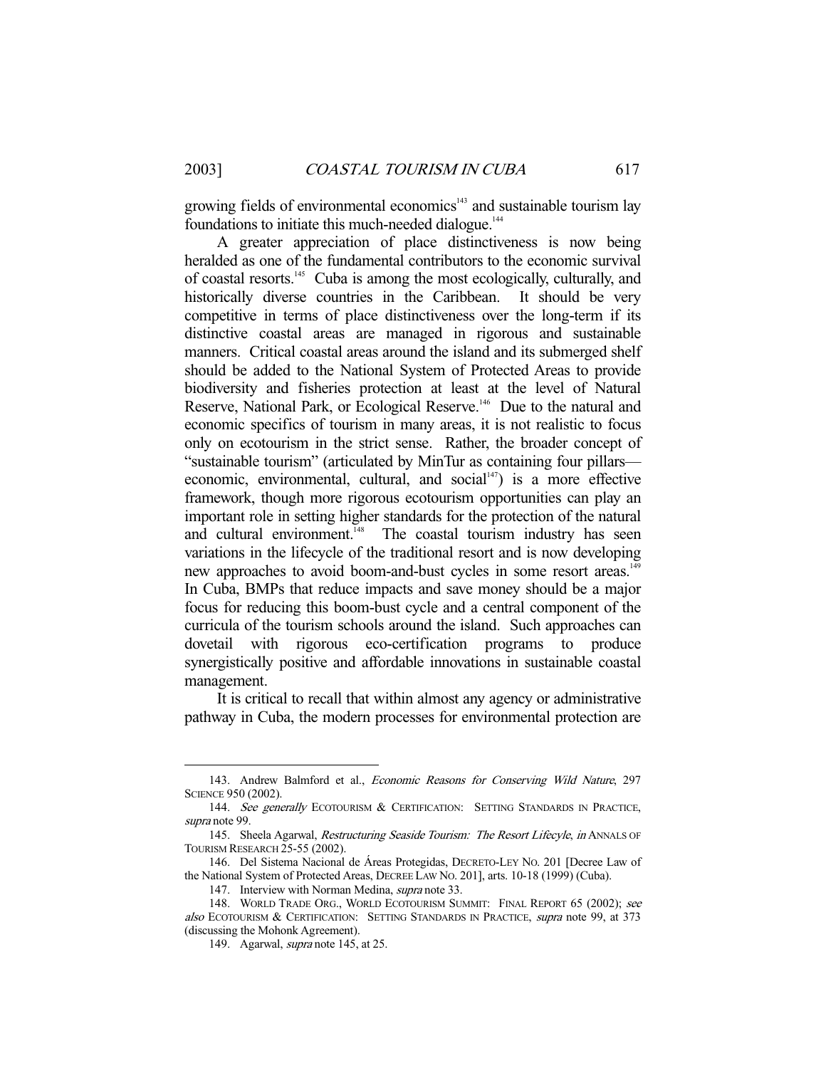growing fields of environmental economics[143] and sustainable tourism lay foundations to initiate this much-needed dialogue.[144]

A greater appreciation of place distinctiveness is now being heralded as one of the fundamental contributors to the economic survival of coastal resorts.[145] Cuba is among the most ecologically, culturally, and historically diverse countries in the Caribbean. It should be very competitive in terms of place distinctiveness over the long-term if its distinctive coastal areas are managed in rigorous and sustainable manners. Critical coastal areas around the island and its submerged shelf should be added to the National System of Protected Areas to provide biodiversity and fisheries protection at least at the level of Natural Reserve, National Park, or Ecological Reserve.[146] Due to the natural and economic specifics of tourism in many areas, it is not realistic to focus only on ecotourism in the strict sense. Rather, the broader concept of "sustainable tourism" (articulated by MinTur as containing four pillars—economic, environmental, cultural, and social[147]) is a more effective framework, though more rigorous ecotourism opportunities can play an important role in setting higher standards for the protection of the natural and cultural environment.[148] The coastal tourism industry has seen variations in the lifecycle of the traditional resort and is now developing new approaches to avoid boom-and-bust cycles in some resort areas.[149] In Cuba, BMPs that reduce impacts and save money should be a major focus for reducing this boom-bust cycle and a central component of the curricula of the tourism schools around the island. Such approaches can dovetail with rigorous eco-certification programs to produce synergistically positive and affordable innovations in sustainable coastal management.

It is critical to recall that within almost any agency or administrative pathway in Cuba, the modern processes for environmental protection are

---

143. Andrew Balmford et al., *Economic Reasons for Conserving Wild Nature*, 297 SCIENCE 950 (2002).

144. *See generally* ECOTOURISM & CERTIFICATION: SETTING STANDARDS IN PRACTICE, *supra* note 99.

145. Sheela Agarwal, *Restructuring Seaside Tourism: The Resort Lifecyle*, *in* ANNALS OF TOURISM RESEARCH 25-55 (2002).

146. Del Sistema Nacional de Áreas Protegidas, DECRETO-LEY NO. 201 [Decree Law of the National System of Protected Areas, DECREE LAW NO. 201], arts. 10-18 (1999) (Cuba).

147. Interview with Norman Medina, *supra* note 33.

148. WORLD TRADE ORG., WORLD ECOTOURISM SUMMIT: FINAL REPORT 65 (2002); *see also* ECOTOURISM & CERTIFICATION: SETTING STANDARDS IN PRACTICE, *supra* note 99, at 373 (discussing the Mohonk Agreement).

149. Agarwal, *supra* note 145, at 25.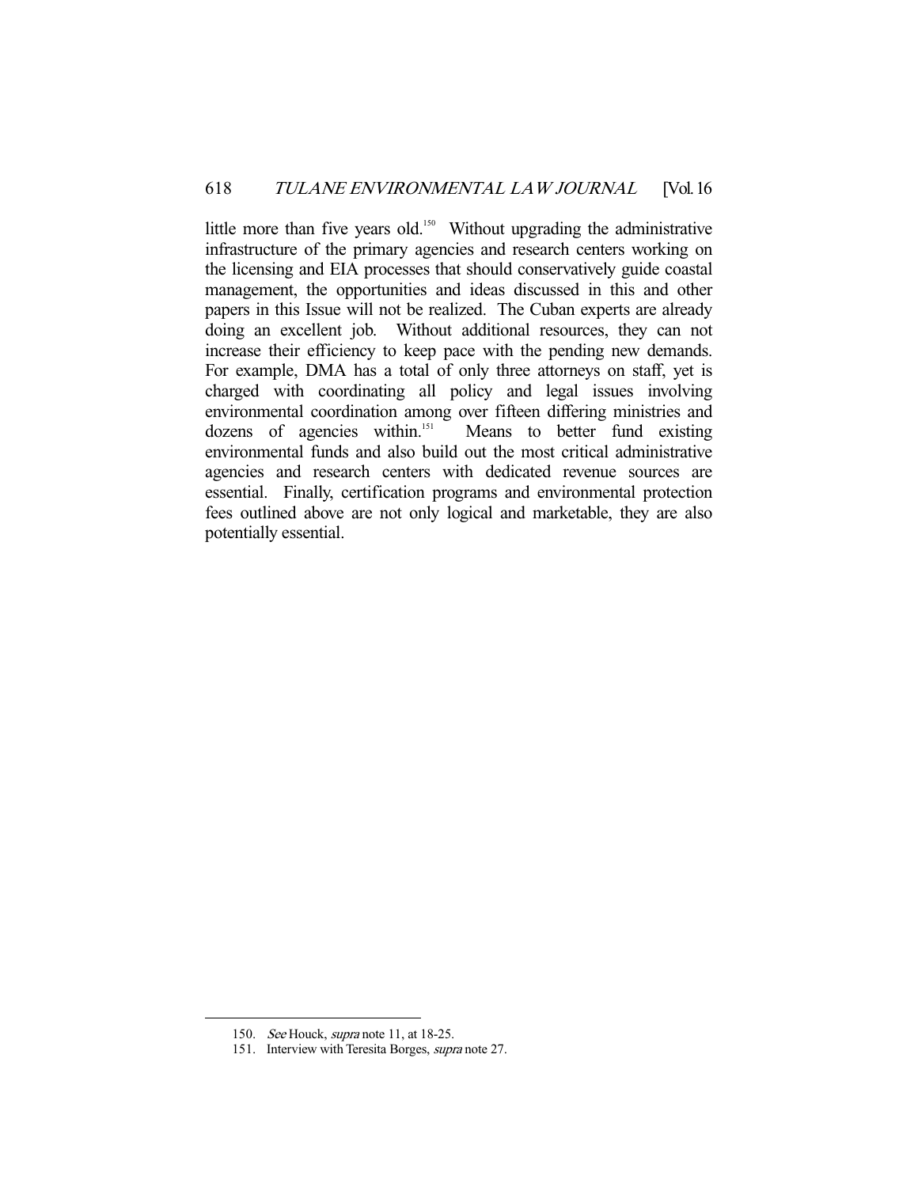little more than five years old.[150] Without upgrading the administrative infrastructure of the primary agencies and research centers working on the licensing and EIA processes that should conservatively guide coastal management, the opportunities and ideas discussed in this and other papers in this Issue will not be realized. The Cuban experts are already doing an excellent job. Without additional resources, they can not increase their efficiency to keep pace with the pending new demands. For example, DMA has a total of only three attorneys on staff, yet is charged with coordinating all policy and legal issues involving environmental coordination among over fifteen differing ministries and dozens of agencies within.[151] Means to better fund existing environmental funds and also build out the most critical administrative agencies and research centers with dedicated revenue sources are essential. Finally, certification programs and environmental protection fees outlined above are not only logical and marketable, they are also potentially essential.

---

150. *See* Houck, *supra* note 11, at 18-25.

151. Interview with Teresita Borges, *supra* note 27.